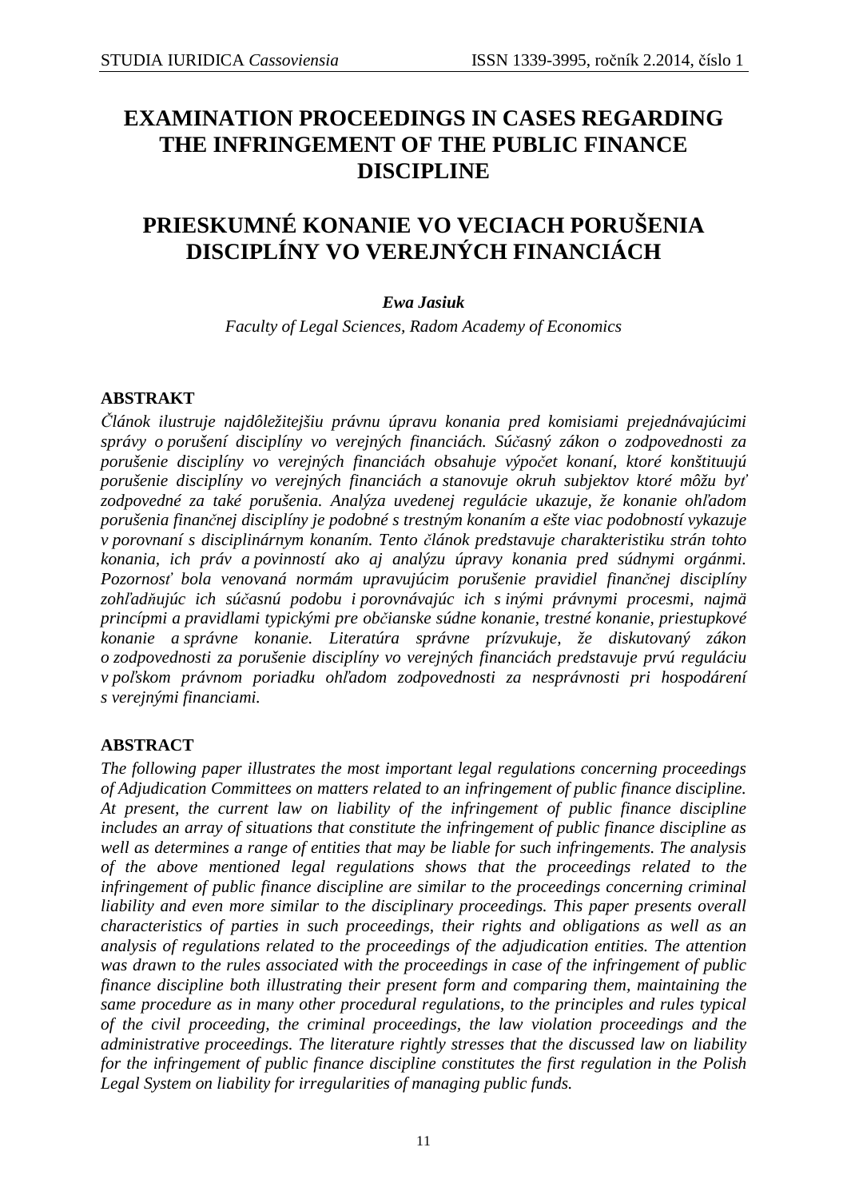# EXAMINATION PROCEEDINGS IN CASES REGARDING THE INFRINGEMENT OF THE PUBLIC FINANCE DISCIPLINE

# PRIESKUMNÉ KONANIE VO VECIACH PORUŠENIA DISCIPLÍNY VO VEREJNÝCH FINANCIÁCH

***Ewa Jasiuk***

*Faculty of Legal Sciences, Radom Academy of Economics*

## ABSTRAKT

*Článok ilustruje najdôležitejšiu právnu úpravu konania pred komisiami prejednávajúcimi správy o porušení disciplíny vo verejných financiách. Súčasný zákon o zodpovednosti za porušenie disciplíny vo verejných financiách obsahuje výpočet konaní, ktoré konštituujú porušenie disciplíny vo verejných financiách a stanovuje okruh subjektov ktoré môžu byť zodpovedné za také porušenia. Analýza uvedenej regulácie ukazuje, že konanie ohľadom porušenia finančnej disciplíny je podobné s trestným konaním a ešte viac podobností vykazuje v porovnaní s disciplinárnym konaním. Tento článok predstavuje charakteristiku strán tohto konania, ich práv a povinností ako aj analýzu úpravy konania pred súdnymi orgánmi. Pozornosť bola venovaná normám upravujúcim porušenie pravidiel finančnej disciplíny zohľadňujúc ich súčasnú podobu i porovnávajúc ich s inými právnymi procesmi, najmä princípmi a pravidlami typickými pre občianske súdne konanie, trestné konanie, priestupkové konanie a správne konanie. Literatúra správne prízvukuje, že diskutovaný zákon o zodpovednosti za porušenie disciplíny vo verejných financiách predstavuje prvú reguláciu v poľskom právnom poriadku ohľadom zodpovednosti za nesprávnosti pri hospodárení s verejnými financiami.*

## ABSTRACT

*The following paper illustrates the most important legal regulations concerning proceedings of Adjudication Committees on matters related to an infringement of public finance discipline. At present, the current law on liability of the infringement of public finance discipline includes an array of situations that constitute the infringement of public finance discipline as well as determines a range of entities that may be liable for such infringements. The analysis of the above mentioned legal regulations shows that the proceedings related to the infringement of public finance discipline are similar to the proceedings concerning criminal liability and even more similar to the disciplinary proceedings. This paper presents overall characteristics of parties in such proceedings, their rights and obligations as well as an analysis of regulations related to the proceedings of the adjudication entities. The attention was drawn to the rules associated with the proceedings in case of the infringement of public finance discipline both illustrating their present form and comparing them, maintaining the same procedure as in many other procedural regulations, to the principles and rules typical of the civil proceeding, the criminal proceedings, the law violation proceedings and the administrative proceedings. The literature rightly stresses that the discussed law on liability for the infringement of public finance discipline constitutes the first regulation in the Polish Legal System on liability for irregularities of managing public funds.*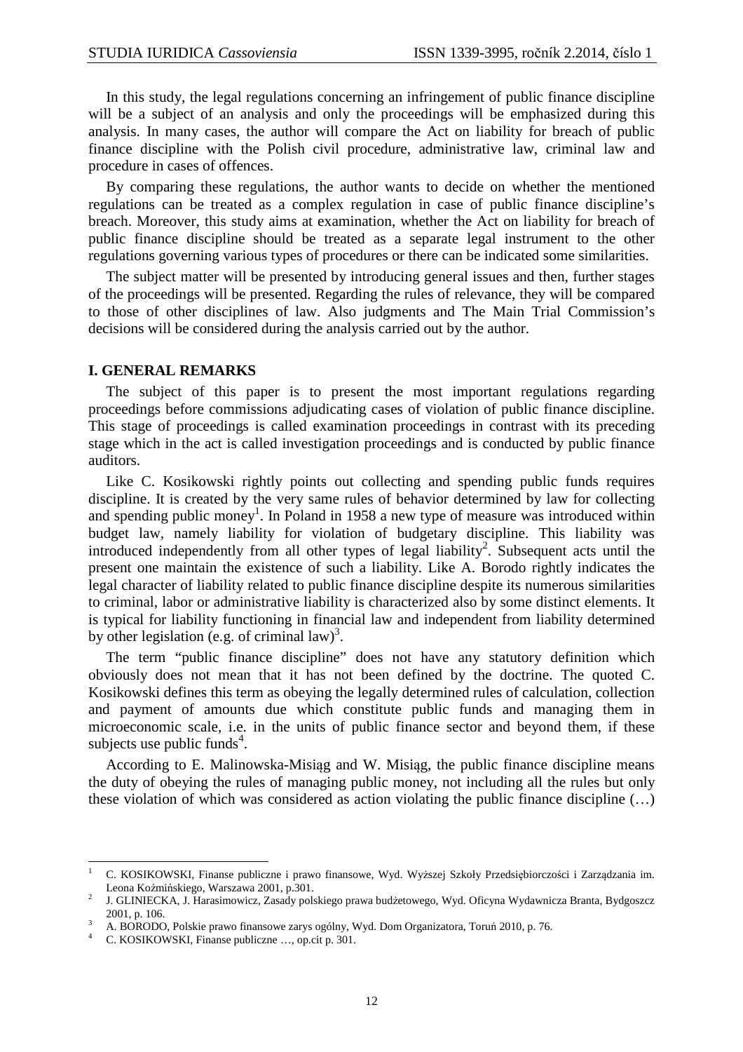In this study, the legal regulations concerning an infringement of public finance discipline will be a subject of an analysis and only the proceedings will be emphasized during this analysis. In many cases, the author will compare the Act on liability for breach of public finance discipline with the Polish civil procedure, administrative law, criminal law and procedure in cases of offences.

By comparing these regulations, the author wants to decide on whether the mentioned regulations can be treated as a complex regulation in case of public finance discipline's breach. Moreover, this study aims at examination, whether the Act on liability for breach of public finance discipline should be treated as a separate legal instrument to the other regulations governing various types of procedures or there can be indicated some similarities.

The subject matter will be presented by introducing general issues and then, further stages of the proceedings will be presented. Regarding the rules of relevance, they will be compared to those of other disciplines of law. Also judgments and The Main Trial Commission's decisions will be considered during the analysis carried out by the author.

## I. GENERAL REMARKS

The subject of this paper is to present the most important regulations regarding proceedings before commissions adjudicating cases of violation of public finance discipline. This stage of proceedings is called examination proceedings in contrast with its preceding stage which in the act is called investigation proceedings and is conducted by public finance auditors.

Like C. Kosikowski rightly points out collecting and spending public funds requires discipline. It is created by the very same rules of behavior determined by law for collecting and spending public money[1]. In Poland in 1958 a new type of measure was introduced within budget law, namely liability for violation of budgetary discipline. This liability was introduced independently from all other types of legal liability[2]. Subsequent acts until the present one maintain the existence of such a liability. Like A. Borodo rightly indicates the legal character of liability related to public finance discipline despite its numerous similarities to criminal, labor or administrative liability is characterized also by some distinct elements. It is typical for liability functioning in financial law and independent from liability determined by other legislation (e.g. of criminal law)[3].

The term "public finance discipline" does not have any statutory definition which obviously does not mean that it has not been defined by the doctrine. The quoted C. Kosikowski defines this term as obeying the legally determined rules of calculation, collection and payment of amounts due which constitute public funds and managing them in microeconomic scale, i.e. in the units of public finance sector and beyond them, if these subjects use public funds[4].

According to E. Malinowska-Misiąg and W. Misiąg, the public finance discipline means the duty of obeying the rules of managing public money, not including all the rules but only these violation of which was considered as action violating the public finance discipline (…)

---

[1] C. KOSIKOWSKI, Finanse publiczne i prawo finansowe, Wyd. Wyższej Szkoły Przedsiębiorczości i Zarządzania im. Leona Koźmińskiego, Warszawa 2001, p.301.

[2] J. GLINIECKA, J. Harasimowicz, Zasady polskiego prawa budżetowego, Wyd. Oficyna Wydawnicza Branta, Bydgoszcz 2001, p. 106.

[3] A. BORODO, Polskie prawo finansowe zarys ogólny, Wyd. Dom Organizatora, Toruń 2010, p. 76.

[4] C. KOSIKOWSKI, Finanse publiczne …, op.cit p. 301.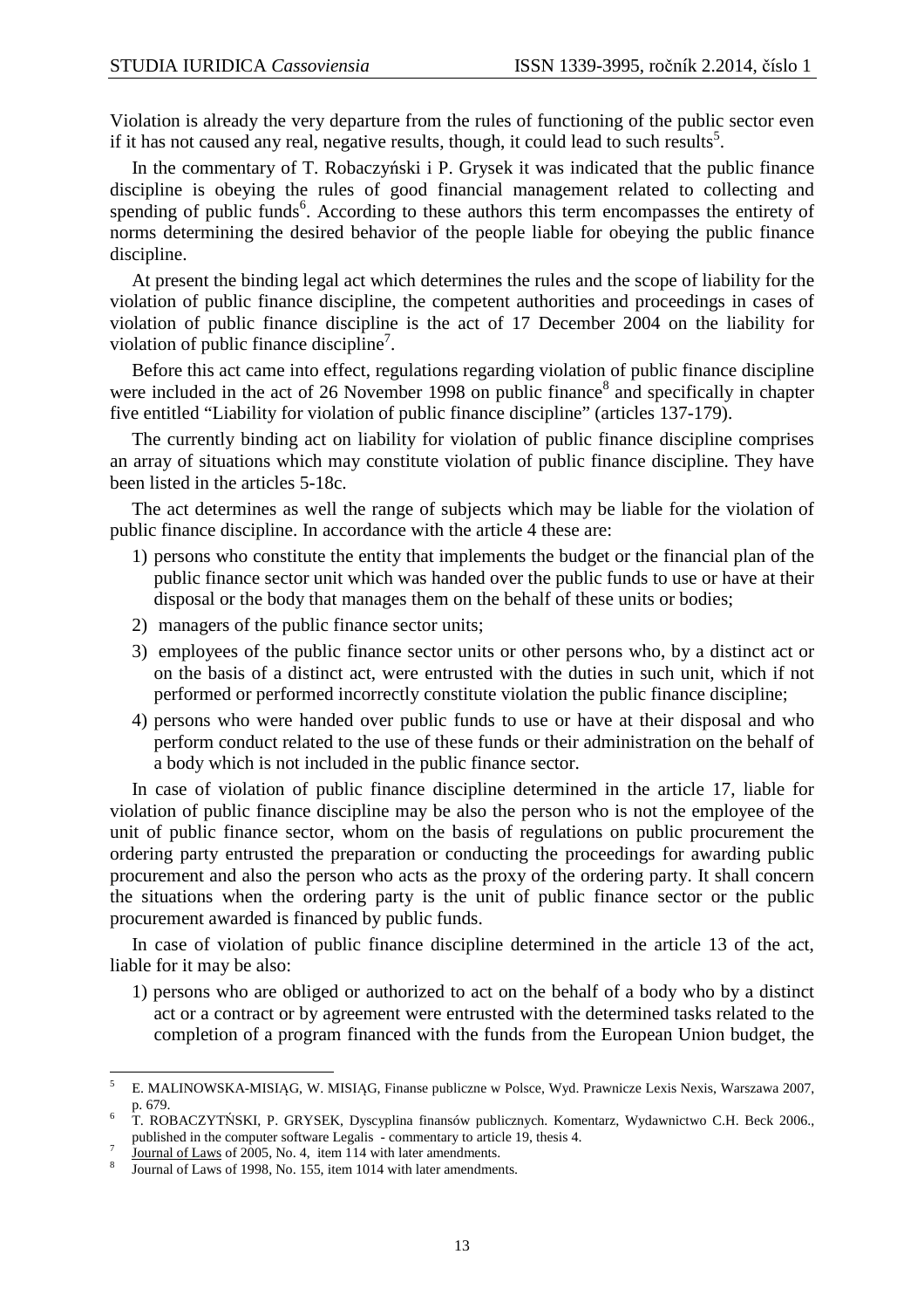Violation is already the very departure from the rules of functioning of the public sector even if it has not caused any real, negative results, though, it could lead to such results[5].

In the commentary of T. Robaczyński i P. Grysek it was indicated that the public finance discipline is obeying the rules of good financial management related to collecting and spending of public funds[6]. According to these authors this term encompasses the entirety of norms determining the desired behavior of the people liable for obeying the public finance discipline.

At present the binding legal act which determines the rules and the scope of liability for the violation of public finance discipline, the competent authorities and proceedings in cases of violation of public finance discipline is the act of 17 December 2004 on the liability for violation of public finance discipline[7].

Before this act came into effect, regulations regarding violation of public finance discipline were included in the act of 26 November 1998 on public finance[8] and specifically in chapter five entitled "Liability for violation of public finance discipline" (articles 137-179).

The currently binding act on liability for violation of public finance discipline comprises an array of situations which may constitute violation of public finance discipline. They have been listed in the articles 5-18c.

The act determines as well the range of subjects which may be liable for the violation of public finance discipline. In accordance with the article 4 these are:

1) persons who constitute the entity that implements the budget or the financial plan of the public finance sector unit which was handed over the public funds to use or have at their disposal or the body that manages them on the behalf of these units or bodies;
2) managers of the public finance sector units;
3) employees of the public finance sector units or other persons who, by a distinct act or on the basis of a distinct act, were entrusted with the duties in such unit, which if not performed or performed incorrectly constitute violation the public finance discipline;
4) persons who were handed over public funds to use or have at their disposal and who perform conduct related to the use of these funds or their administration on the behalf of a body which is not included in the public finance sector.

In case of violation of public finance discipline determined in the article 17, liable for violation of public finance discipline may be also the person who is not the employee of the unit of public finance sector, whom on the basis of regulations on public procurement the ordering party entrusted the preparation or conducting the proceedings for awarding public procurement and also the person who acts as the proxy of the ordering party. It shall concern the situations when the ordering party is the unit of public finance sector or the public procurement awarded is financed by public funds.

In case of violation of public finance discipline determined in the article 13 of the act, liable for it may be also:

1) persons who are obliged or authorized to act on the behalf of a body who by a distinct act or a contract or by agreement were entrusted with the determined tasks related to the completion of a program financed with the funds from the European Union budget, the

---

[5] E. MALINOWSKA-MISIĄG, W. MISIĄG, Finanse publiczne w Polsce, Wyd. Prawnicze Lexis Nexis, Warszawa 2007, p. 679.

[6] T. ROBACZYTŃSKI, P. GRYSEK, Dyscyplina finansów publicznych. Komentarz, Wydawnictwo C.H. Beck 2006., published in the computer software Legalis - commentary to article 19, thesis 4.

[7] Journal of Laws of 2005, No. 4, item 114 with later amendments.

[8] Journal of Laws of 1998, No. 155, item 1014 with later amendments.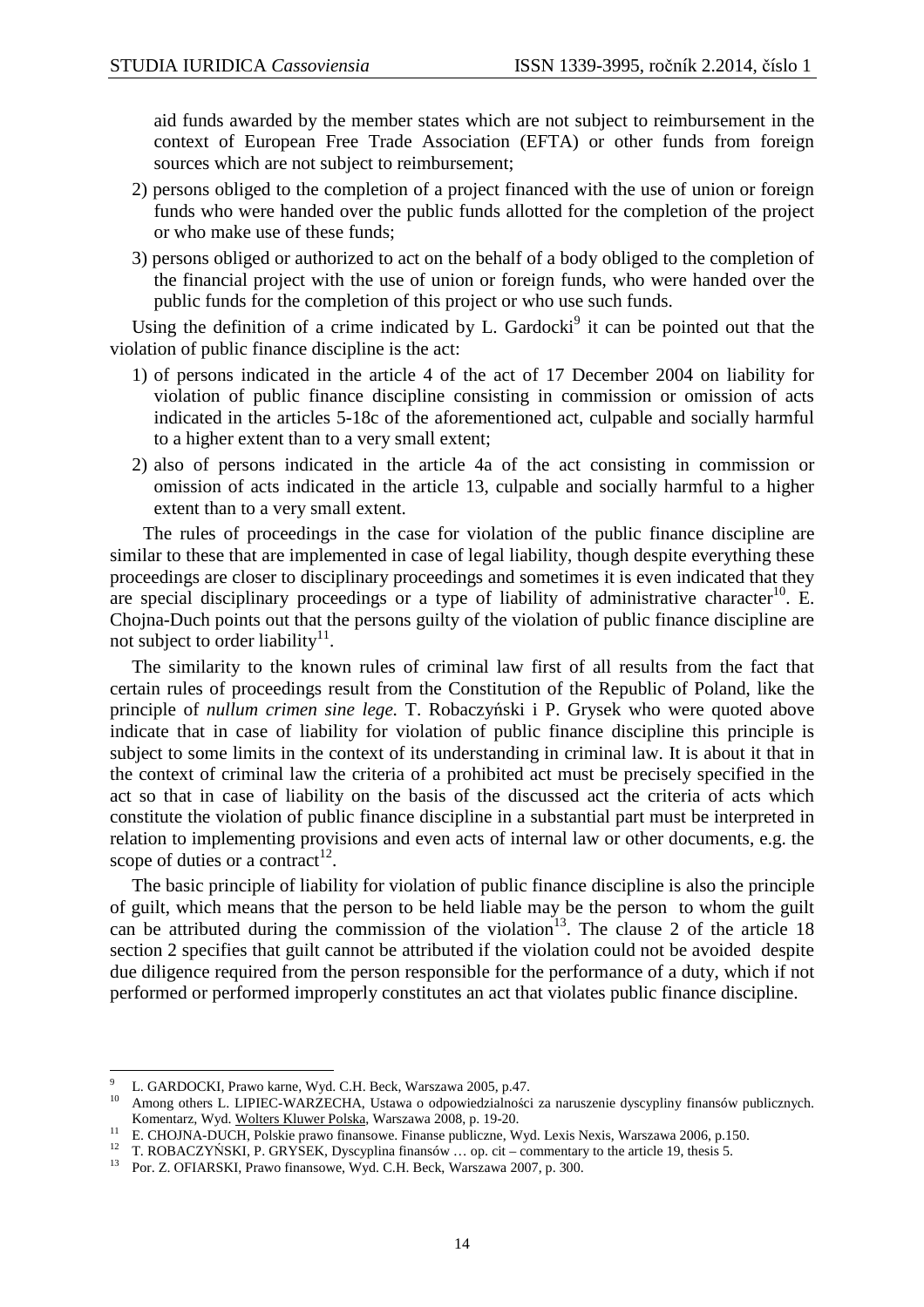aid funds awarded by the member states which are not subject to reimbursement in the context of European Free Trade Association (EFTA) or other funds from foreign sources which are not subject to reimbursement;

2) persons obliged to the completion of a project financed with the use of union or foreign funds who were handed over the public funds allotted for the completion of the project or who make use of these funds;
3) persons obliged or authorized to act on the behalf of a body obliged to the completion of the financial project with the use of union or foreign funds, who were handed over the public funds for the completion of this project or who use such funds.

Using the definition of a crime indicated by L. Gardocki[9] it can be pointed out that the violation of public finance discipline is the act:

1) of persons indicated in the article 4 of the act of 17 December 2004 on liability for violation of public finance discipline consisting in commission or omission of acts indicated in the articles 5-18c of the aforementioned act, culpable and socially harmful to a higher extent than to a very small extent;
2) also of persons indicated in the article 4a of the act consisting in commission or omission of acts indicated in the article 13, culpable and socially harmful to a higher extent than to a very small extent.

The rules of proceedings in the case for violation of the public finance discipline are similar to these that are implemented in case of legal liability, though despite everything these proceedings are closer to disciplinary proceedings and sometimes it is even indicated that they are special disciplinary proceedings or a type of liability of administrative character[10]. E. Chojna-Duch points out that the persons guilty of the violation of public finance discipline are not subject to order liability[11].

The similarity to the known rules of criminal law first of all results from the fact that certain rules of proceedings result from the Constitution of the Republic of Poland, like the principle of *nullum crimen sine lege.* T. Robaczyński i P. Grysek who were quoted above indicate that in case of liability for violation of public finance discipline this principle is subject to some limits in the context of its understanding in criminal law. It is about it that in the context of criminal law the criteria of a prohibited act must be precisely specified in the act so that in case of liability on the basis of the discussed act the criteria of acts which constitute the violation of public finance discipline in a substantial part must be interpreted in relation to implementing provisions and even acts of internal law or other documents, e.g. the scope of duties or a contract[12].

The basic principle of liability for violation of public finance discipline is also the principle of guilt, which means that the person to be held liable may be the person to whom the guilt can be attributed during the commission of the violation[13]. The clause 2 of the article 18 section 2 specifies that guilt cannot be attributed if the violation could not be avoided despite due diligence required from the person responsible for the performance of a duty, which if not performed or performed improperly constitutes an act that violates public finance discipline.

---

[9] L. GARDOCKI, Prawo karne, Wyd. C.H. Beck, Warszawa 2005, p.47.

[10] Among others L. LIPIEC-WARZECHA, Ustawa o odpowiedzialności za naruszenie dyscypliny finansów publicznych. Komentarz, Wyd. Wolters Kluwer Polska, Warszawa 2008, p. 19-20.

[11] E. CHOJNA-DUCH, Polskie prawo finansowe. Finanse publiczne, Wyd. Lexis Nexis, Warszawa 2006, p.150.

[12] T. ROBACZYŃSKI, P. GRYSEK, Dyscyplina finansów … op. cit – commentary to the article 19, thesis 5.

[13] Por. Z. OFIARSKI, Prawo finansowe, Wyd. C.H. Beck, Warszawa 2007, p. 300.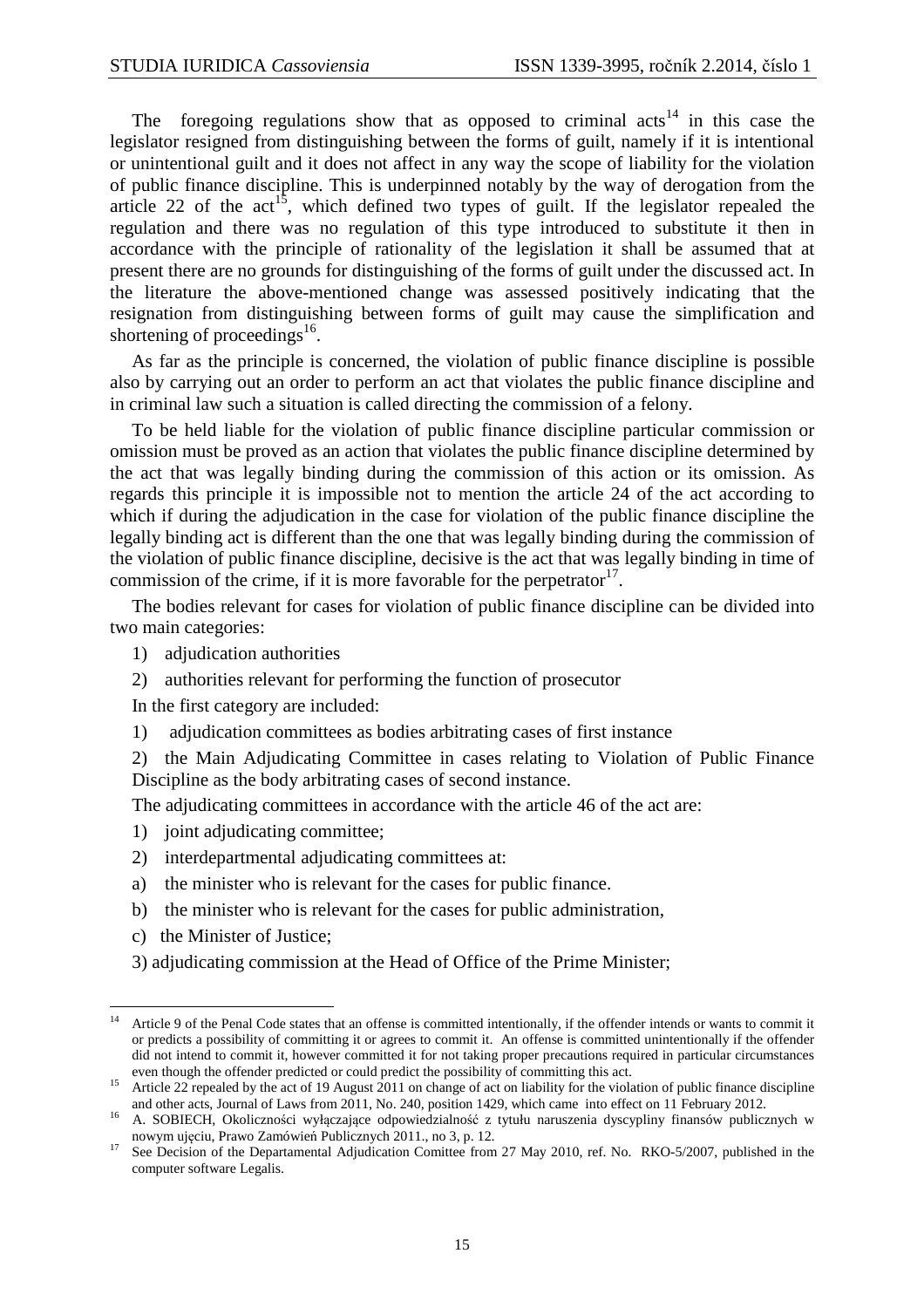The foregoing regulations show that as opposed to criminal acts[14] in this case the legislator resigned from distinguishing between the forms of guilt, namely if it is intentional or unintentional guilt and it does not affect in any way the scope of liability for the violation of public finance discipline. This is underpinned notably by the way of derogation from the article 22 of the act[15], which defined two types of guilt. If the legislator repealed the regulation and there was no regulation of this type introduced to substitute it then in accordance with the principle of rationality of the legislation it shall be assumed that at present there are no grounds for distinguishing of the forms of guilt under the discussed act. In the literature the above-mentioned change was assessed positively indicating that the resignation from distinguishing between forms of guilt may cause the simplification and shortening of proceedings[16].

As far as the principle is concerned, the violation of public finance discipline is possible also by carrying out an order to perform an act that violates the public finance discipline and in criminal law such a situation is called directing the commission of a felony.

To be held liable for the violation of public finance discipline particular commission or omission must be proved as an action that violates the public finance discipline determined by the act that was legally binding during the commission of this action or its omission. As regards this principle it is impossible not to mention the article 24 of the act according to which if during the adjudication in the case for violation of the public finance discipline the legally binding act is different than the one that was legally binding during the commission of the violation of public finance discipline, decisive is the act that was legally binding in time of commission of the crime, if it is more favorable for the perpetrator[17].

The bodies relevant for cases for violation of public finance discipline can be divided into two main categories:

1) adjudication authorities
2) authorities relevant for performing the function of prosecutor

In the first category are included:

1) adjudication committees as bodies arbitrating cases of first instance
2) the Main Adjudicating Committee in cases relating to Violation of Public Finance Discipline as the body arbitrating cases of second instance.

The adjudicating committees in accordance with the article 46 of the act are:

1) joint adjudicating committee;
2) interdepartmental adjudicating committees at:
   a) the minister who is relevant for the cases for public finance.
   b) the minister who is relevant for the cases for public administration,
   c) the Minister of Justice;
3) adjudicating commission at the Head of Office of the Prime Minister;

---

[14] Article 9 of the Penal Code states that an offense is committed intentionally, if the offender intends or wants to commit it or predicts a possibility of committing it or agrees to commit it. An offense is committed unintentionally if the offender did not intend to commit it, however committed it for not taking proper precautions required in particular circumstances even though the offender predicted or could predict the possibility of committing this act.

[15] Article 22 repealed by the act of 19 August 2011 on change of act on liability for the violation of public finance discipline and other acts, Journal of Laws from 2011, No. 240, position 1429, which came into effect on 11 February 2012.

[16] A. SOBIECH, Okoliczności wyłączające odpowiedzialność z tytułu naruszenia dyscypliny finansów publicznych w nowym ujęciu, Prawo Zamówień Publicznych 2011., no 3, p. 12.

[17] See Decision of the Departamental Adjudication Comittee from 27 May 2010, ref. No. RKO-5/2007, published in the computer software Legalis.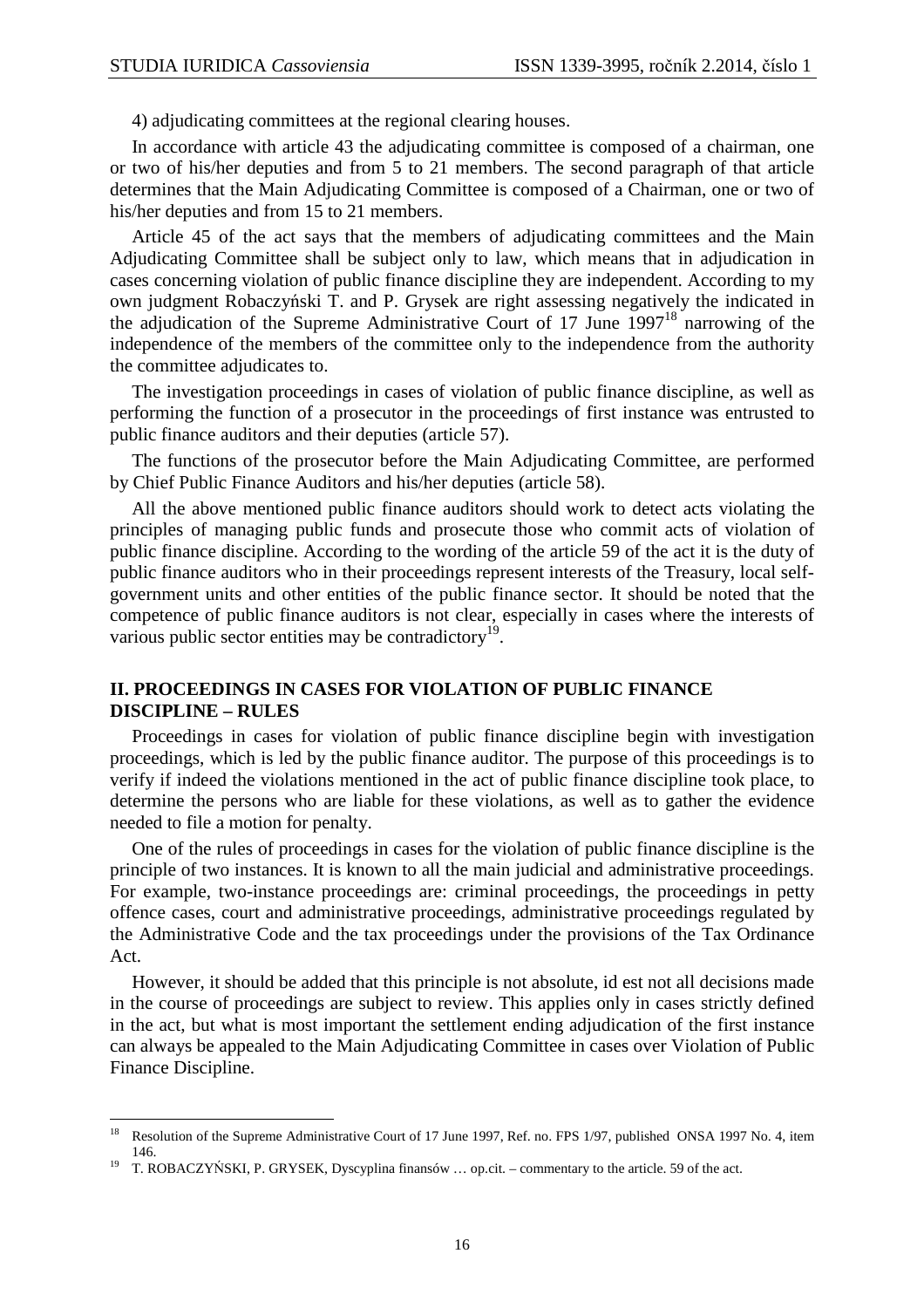4) adjudicating committees at the regional clearing houses.

In accordance with article 43 the adjudicating committee is composed of a chairman, one or two of his/her deputies and from 5 to 21 members. The second paragraph of that article determines that the Main Adjudicating Committee is composed of a Chairman, one or two of his/her deputies and from 15 to 21 members.

Article 45 of the act says that the members of adjudicating committees and the Main Adjudicating Committee shall be subject only to law, which means that in adjudication in cases concerning violation of public finance discipline they are independent. According to my own judgment Robaczyński T. and P. Grysek are right assessing negatively the indicated in the adjudication of the Supreme Administrative Court of 17 June 1997[18] narrowing of the independence of the members of the committee only to the independence from the authority the committee adjudicates to.

The investigation proceedings in cases of violation of public finance discipline, as well as performing the function of a prosecutor in the proceedings of first instance was entrusted to public finance auditors and their deputies (article 57).

The functions of the prosecutor before the Main Adjudicating Committee, are performed by Chief Public Finance Auditors and his/her deputies (article 58).

All the above mentioned public finance auditors should work to detect acts violating the principles of managing public funds and prosecute those who commit acts of violation of public finance discipline. According to the wording of the article 59 of the act it is the duty of public finance auditors who in their proceedings represent interests of the Treasury, local self-government units and other entities of the public finance sector. It should be noted that the competence of public finance auditors is not clear, especially in cases where the interests of various public sector entities may be contradictory[19].

## II. PROCEEDINGS IN CASES FOR VIOLATION OF PUBLIC FINANCE DISCIPLINE – RULES

Proceedings in cases for violation of public finance discipline begin with investigation proceedings, which is led by the public finance auditor. The purpose of this proceedings is to verify if indeed the violations mentioned in the act of public finance discipline took place, to determine the persons who are liable for these violations, as well as to gather the evidence needed to file a motion for penalty.

One of the rules of proceedings in cases for the violation of public finance discipline is the principle of two instances. It is known to all the main judicial and administrative proceedings. For example, two-instance proceedings are: criminal proceedings, the proceedings in petty offence cases, court and administrative proceedings, administrative proceedings regulated by the Administrative Code and the tax proceedings under the provisions of the Tax Ordinance Act.

However, it should be added that this principle is not absolute, id est not all decisions made in the course of proceedings are subject to review. This applies only in cases strictly defined in the act, but what is most important the settlement ending adjudication of the first instance can always be appealed to the Main Adjudicating Committee in cases over Violation of Public Finance Discipline.

---

[18] Resolution of the Supreme Administrative Court of 17 June 1997, Ref. no. FPS 1/97, published ONSA 1997 No. 4, item 146.

[19] T. ROBACZYŃSKI, P. GRYSEK, Dyscyplina finansów … op.cit. – commentary to the article. 59 of the act.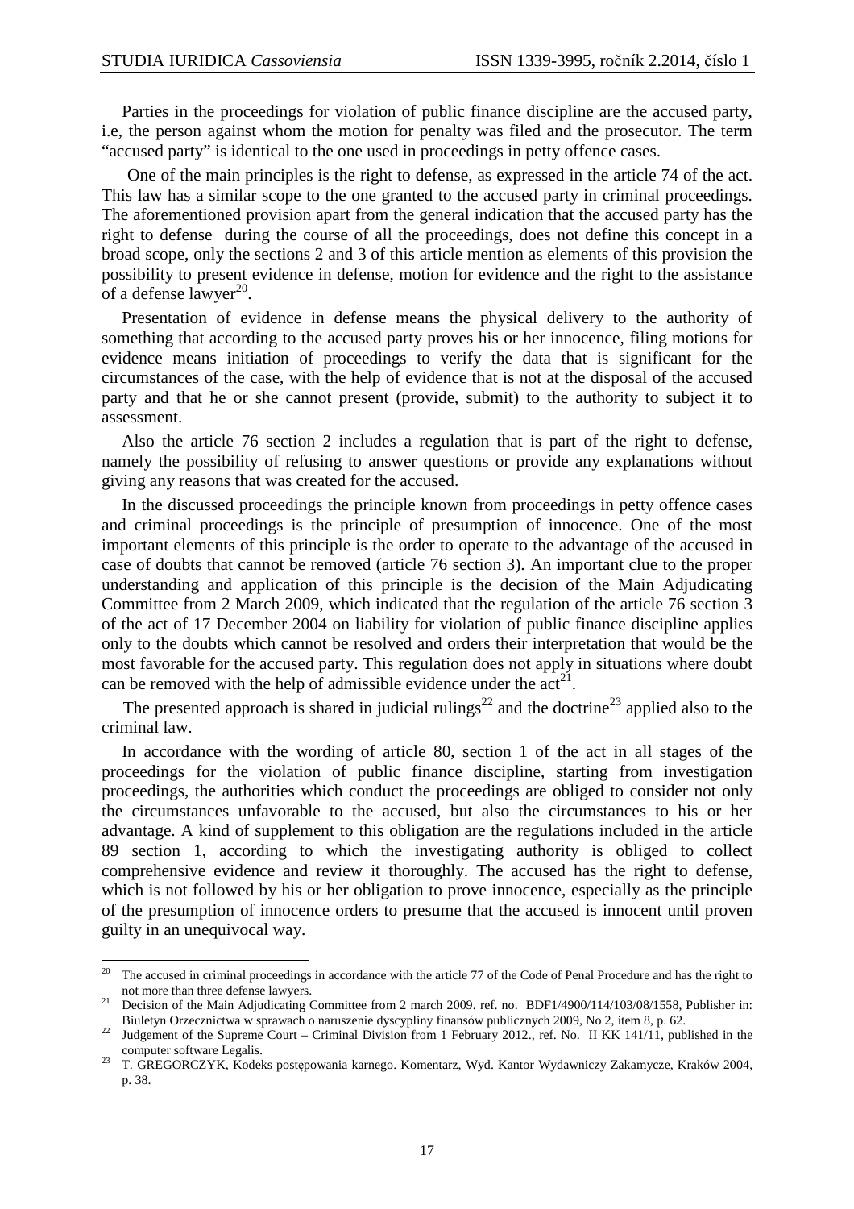Parties in the proceedings for violation of public finance discipline are the accused party, i.e, the person against whom the motion for penalty was filed and the prosecutor. The term "accused party" is identical to the one used in proceedings in petty offence cases.

One of the main principles is the right to defense, as expressed in the article 74 of the act. This law has a similar scope to the one granted to the accused party in criminal proceedings. The aforementioned provision apart from the general indication that the accused party has the right to defense during the course of all the proceedings, does not define this concept in a broad scope, only the sections 2 and 3 of this article mention as elements of this provision the possibility to present evidence in defense, motion for evidence and the right to the assistance of a defense lawyer[20].

Presentation of evidence in defense means the physical delivery to the authority of something that according to the accused party proves his or her innocence, filing motions for evidence means initiation of proceedings to verify the data that is significant for the circumstances of the case, with the help of evidence that is not at the disposal of the accused party and that he or she cannot present (provide, submit) to the authority to subject it to assessment.

Also the article 76 section 2 includes a regulation that is part of the right to defense, namely the possibility of refusing to answer questions or provide any explanations without giving any reasons that was created for the accused.

In the discussed proceedings the principle known from proceedings in petty offence cases and criminal proceedings is the principle of presumption of innocence. One of the most important elements of this principle is the order to operate to the advantage of the accused in case of doubts that cannot be removed (article 76 section 3). An important clue to the proper understanding and application of this principle is the decision of the Main Adjudicating Committee from 2 March 2009, which indicated that the regulation of the article 76 section 3 of the act of 17 December 2004 on liability for violation of public finance discipline applies only to the doubts which cannot be resolved and orders their interpretation that would be the most favorable for the accused party. This regulation does not apply in situations where doubt can be removed with the help of admissible evidence under the act[21].

The presented approach is shared in judicial rulings[22] and the doctrine[23] applied also to the criminal law.

In accordance with the wording of article 80, section 1 of the act in all stages of the proceedings for the violation of public finance discipline, starting from investigation proceedings, the authorities which conduct the proceedings are obliged to consider not only the circumstances unfavorable to the accused, but also the circumstances to his or her advantage. A kind of supplement to this obligation are the regulations included in the article 89 section 1, according to which the investigating authority is obliged to collect comprehensive evidence and review it thoroughly. The accused has the right to defense, which is not followed by his or her obligation to prove innocence, especially as the principle of the presumption of innocence orders to presume that the accused is innocent until proven guilty in an unequivocal way.

---

[20] The accused in criminal proceedings in accordance with the article 77 of the Code of Penal Procedure and has the right to not more than three defense lawyers.

[21] Decision of the Main Adjudicating Committee from 2 march 2009. ref. no. BDF1/4900/114/103/08/1558, Publisher in: Biuletyn Orzecznictwa w sprawach o naruszenie dyscypliny finansów publicznych 2009, No 2, item 8, p. 62.

[22] Judgement of the Supreme Court – Criminal Division from 1 February 2012., ref. No. II KK 141/11, published in the computer software Legalis.

[23] T. GREGORCZYK, Kodeks postępowania karnego. Komentarz, Wyd. Kantor Wydawniczy Zakamycze, Kraków 2004, p. 38.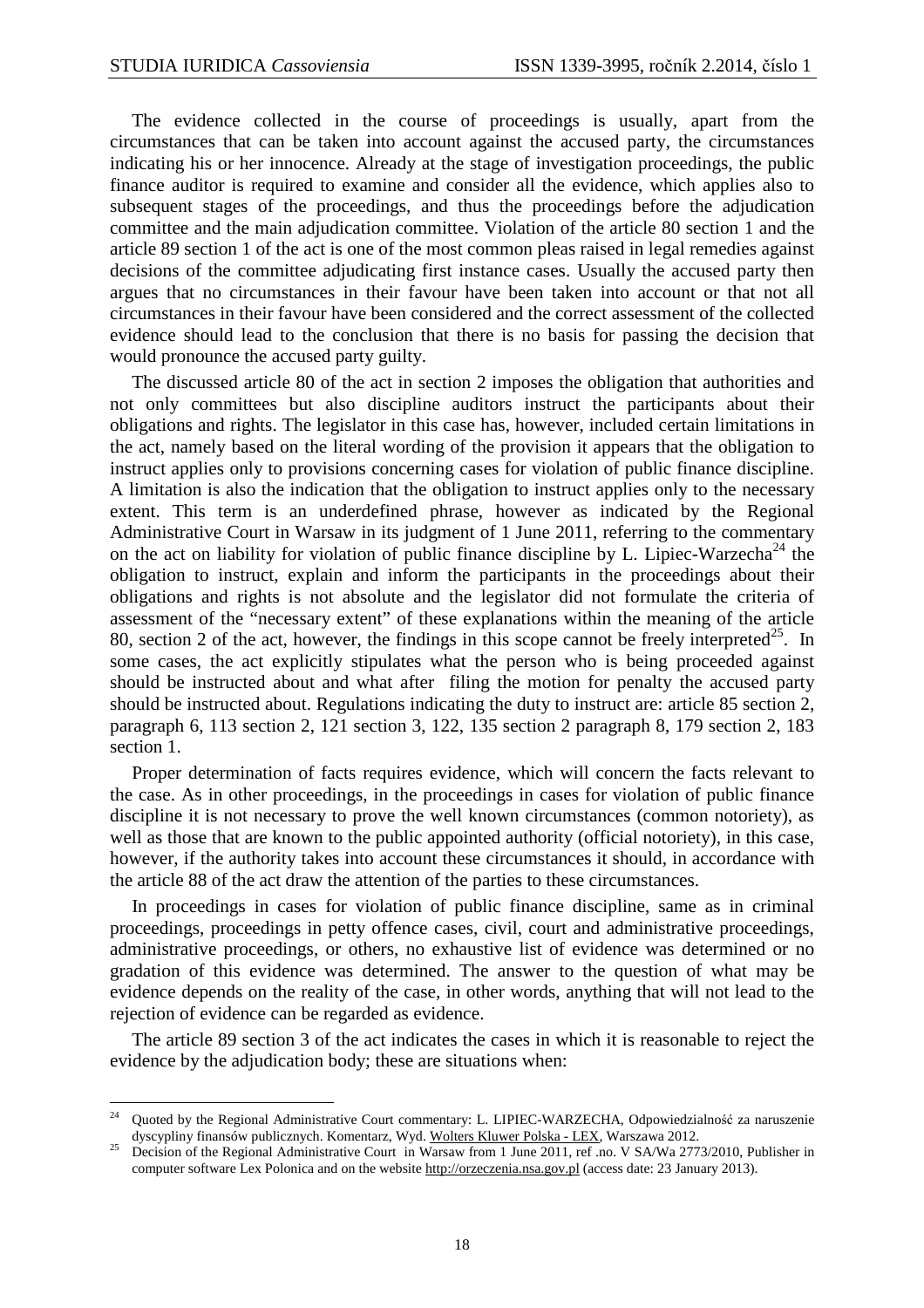The evidence collected in the course of proceedings is usually, apart from the circumstances that can be taken into account against the accused party, the circumstances indicating his or her innocence. Already at the stage of investigation proceedings, the public finance auditor is required to examine and consider all the evidence, which applies also to subsequent stages of the proceedings, and thus the proceedings before the adjudication committee and the main adjudication committee. Violation of the article 80 section 1 and the article 89 section 1 of the act is one of the most common pleas raised in legal remedies against decisions of the committee adjudicating first instance cases. Usually the accused party then argues that no circumstances in their favour have been taken into account or that not all circumstances in their favour have been considered and the correct assessment of the collected evidence should lead to the conclusion that there is no basis for passing the decision that would pronounce the accused party guilty.

The discussed article 80 of the act in section 2 imposes the obligation that authorities and not only committees but also discipline auditors instruct the participants about their obligations and rights. The legislator in this case has, however, included certain limitations in the act, namely based on the literal wording of the provision it appears that the obligation to instruct applies only to provisions concerning cases for violation of public finance discipline. A limitation is also the indication that the obligation to instruct applies only to the necessary extent. This term is an underdefined phrase, however as indicated by the Regional Administrative Court in Warsaw in its judgment of 1 June 2011, referring to the commentary on the act on liability for violation of public finance discipline by L. Lipiec-Warzecha[24] the obligation to instruct, explain and inform the participants in the proceedings about their obligations and rights is not absolute and the legislator did not formulate the criteria of assessment of the "necessary extent" of these explanations within the meaning of the article 80, section 2 of the act, however, the findings in this scope cannot be freely interpreted[25]. In some cases, the act explicitly stipulates what the person who is being proceeded against should be instructed about and what after filing the motion for penalty the accused party should be instructed about. Regulations indicating the duty to instruct are: article 85 section 2, paragraph 6, 113 section 2, 121 section 3, 122, 135 section 2 paragraph 8, 179 section 2, 183 section 1.

Proper determination of facts requires evidence, which will concern the facts relevant to the case. As in other proceedings, in the proceedings in cases for violation of public finance discipline it is not necessary to prove the well known circumstances (common notoriety), as well as those that are known to the public appointed authority (official notoriety), in this case, however, if the authority takes into account these circumstances it should, in accordance with the article 88 of the act draw the attention of the parties to these circumstances.

In proceedings in cases for violation of public finance discipline, same as in criminal proceedings, proceedings in petty offence cases, civil, court and administrative proceedings, administrative proceedings, or others, no exhaustive list of evidence was determined or no gradation of this evidence was determined. The answer to the question of what may be evidence depends on the reality of the case, in other words, anything that will not lead to the rejection of evidence can be regarded as evidence.

The article 89 section 3 of the act indicates the cases in which it is reasonable to reject the evidence by the adjudication body; these are situations when:

---

[24] Quoted by the Regional Administrative Court commentary: L. LIPIEC-WARZECHA, Odpowiedzialność za naruszenie dyscypliny finansów publicznych. Komentarz, Wyd. Wolters Kluwer Polska - LEX, Warszawa 2012.

[25] Decision of the Regional Administrative Court in Warsaw from 1 June 2011, ref .no. V SA/Wa 2773/2010, Publisher in computer software Lex Polonica and on the website http://orzeczenia.nsa.gov.pl (access date: 23 January 2013).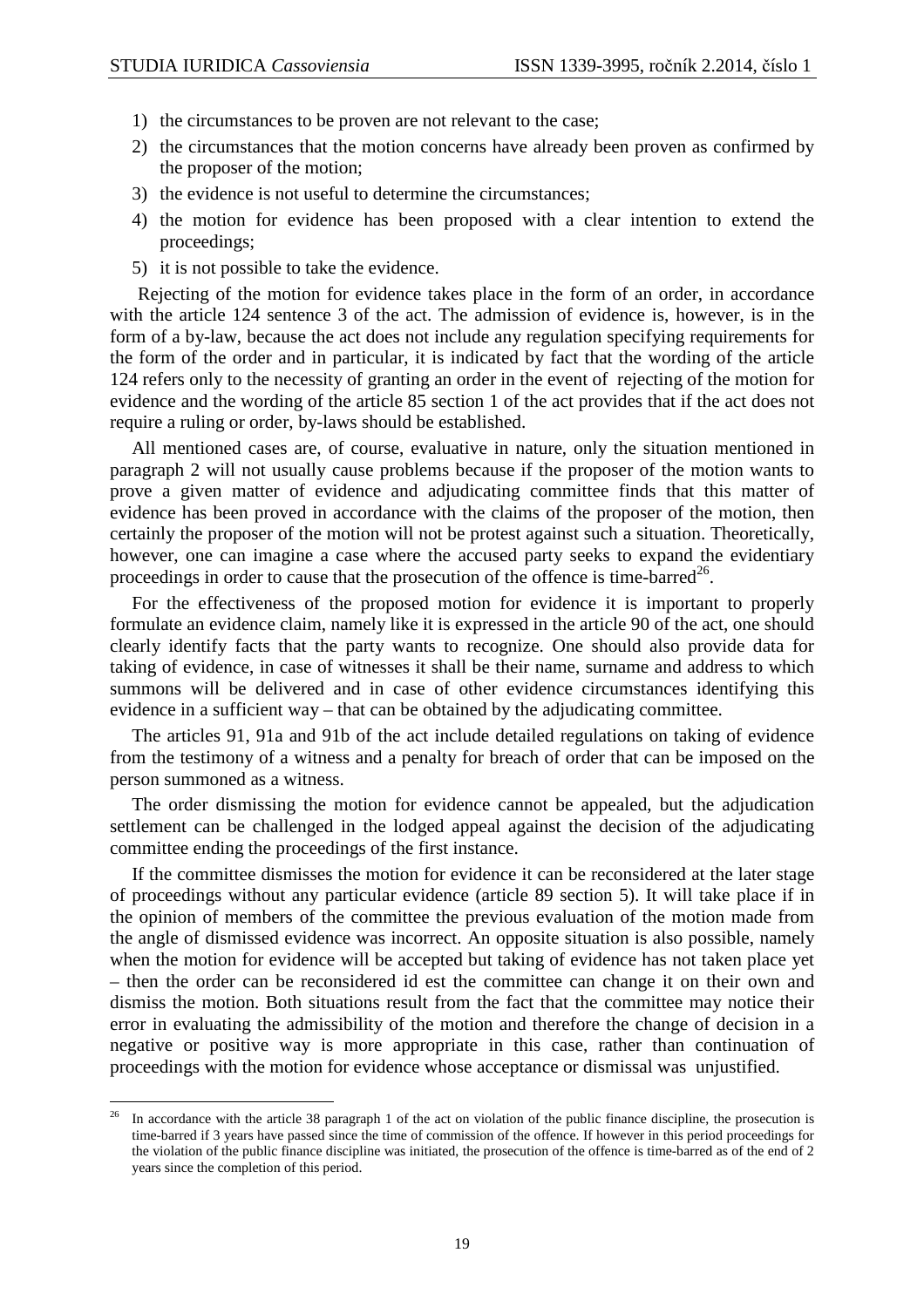1) the circumstances to be proven are not relevant to the case;
2) the circumstances that the motion concerns have already been proven as confirmed by the proposer of the motion;
3) the evidence is not useful to determine the circumstances;
4) the motion for evidence has been proposed with a clear intention to extend the proceedings;
5) it is not possible to take the evidence.

Rejecting of the motion for evidence takes place in the form of an order, in accordance with the article 124 sentence 3 of the act. The admission of evidence is, however, is in the form of a by-law, because the act does not include any regulation specifying requirements for the form of the order and in particular, it is indicated by fact that the wording of the article 124 refers only to the necessity of granting an order in the event of rejecting of the motion for evidence and the wording of the article 85 section 1 of the act provides that if the act does not require a ruling or order, by-laws should be established.

All mentioned cases are, of course, evaluative in nature, only the situation mentioned in paragraph 2 will not usually cause problems because if the proposer of the motion wants to prove a given matter of evidence and adjudicating committee finds that this matter of evidence has been proved in accordance with the claims of the proposer of the motion, then certainly the proposer of the motion will not be protest against such a situation. Theoretically, however, one can imagine a case where the accused party seeks to expand the evidentiary proceedings in order to cause that the prosecution of the offence is time-barred[26].

For the effectiveness of the proposed motion for evidence it is important to properly formulate an evidence claim, namely like it is expressed in the article 90 of the act, one should clearly identify facts that the party wants to recognize. One should also provide data for taking of evidence, in case of witnesses it shall be their name, surname and address to which summons will be delivered and in case of other evidence circumstances identifying this evidence in a sufficient way – that can be obtained by the adjudicating committee.

The articles 91, 91a and 91b of the act include detailed regulations on taking of evidence from the testimony of a witness and a penalty for breach of order that can be imposed on the person summoned as a witness.

The order dismissing the motion for evidence cannot be appealed, but the adjudication settlement can be challenged in the lodged appeal against the decision of the adjudicating committee ending the proceedings of the first instance.

If the committee dismisses the motion for evidence it can be reconsidered at the later stage of proceedings without any particular evidence (article 89 section 5). It will take place if in the opinion of members of the committee the previous evaluation of the motion made from the angle of dismissed evidence was incorrect. An opposite situation is also possible, namely when the motion for evidence will be accepted but taking of evidence has not taken place yet – then the order can be reconsidered id est the committee can change it on their own and dismiss the motion. Both situations result from the fact that the committee may notice their error in evaluating the admissibility of the motion and therefore the change of decision in a negative or positive way is more appropriate in this case, rather than continuation of proceedings with the motion for evidence whose acceptance or dismissal was unjustified.

---

[26] In accordance with the article 38 paragraph 1 of the act on violation of the public finance discipline, the prosecution is time-barred if 3 years have passed since the time of commission of the offence. If however in this period proceedings for the violation of the public finance discipline was initiated, the prosecution of the offence is time-barred as of the end of 2 years since the completion of this period.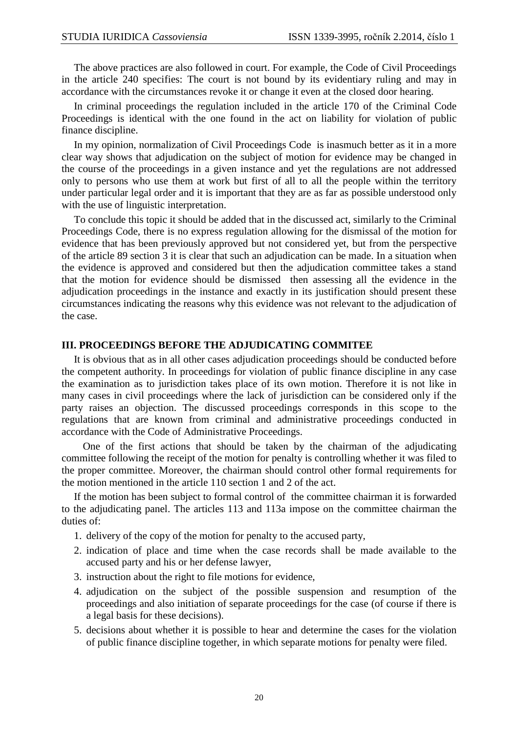The above practices are also followed in court. For example, the Code of Civil Proceedings in the article 240 specifies: The court is not bound by its evidentiary ruling and may in accordance with the circumstances revoke it or change it even at the closed door hearing.

In criminal proceedings the regulation included in the article 170 of the Criminal Code Proceedings is identical with the one found in the act on liability for violation of public finance discipline.

In my opinion, normalization of Civil Proceedings Code is inasmuch better as it in a more clear way shows that adjudication on the subject of motion for evidence may be changed in the course of the proceedings in a given instance and yet the regulations are not addressed only to persons who use them at work but first of all to all the people within the territory under particular legal order and it is important that they are as far as possible understood only with the use of linguistic interpretation.

To conclude this topic it should be added that in the discussed act, similarly to the Criminal Proceedings Code, there is no express regulation allowing for the dismissal of the motion for evidence that has been previously approved but not considered yet, but from the perspective of the article 89 section 3 it is clear that such an adjudication can be made. In a situation when the evidence is approved and considered but then the adjudication committee takes a stand that the motion for evidence should be dismissed then assessing all the evidence in the adjudication proceedings in the instance and exactly in its justification should present these circumstances indicating the reasons why this evidence was not relevant to the adjudication of the case.

## III. PROCEEDINGS BEFORE THE ADJUDICATING COMMITEE

It is obvious that as in all other cases adjudication proceedings should be conducted before the competent authority. In proceedings for violation of public finance discipline in any case the examination as to jurisdiction takes place of its own motion. Therefore it is not like in many cases in civil proceedings where the lack of jurisdiction can be considered only if the party raises an objection. The discussed proceedings corresponds in this scope to the regulations that are known from criminal and administrative proceedings conducted in accordance with the Code of Administrative Proceedings.

One of the first actions that should be taken by the chairman of the adjudicating committee following the receipt of the motion for penalty is controlling whether it was filed to the proper committee. Moreover, the chairman should control other formal requirements for the motion mentioned in the article 110 section 1 and 2 of the act.

If the motion has been subject to formal control of the committee chairman it is forwarded to the adjudicating panel. The articles 113 and 113a impose on the committee chairman the duties of:

1. delivery of the copy of the motion for penalty to the accused party,
2. indication of place and time when the case records shall be made available to the accused party and his or her defense lawyer,
3. instruction about the right to file motions for evidence,
4. adjudication on the subject of the possible suspension and resumption of the proceedings and also initiation of separate proceedings for the case (of course if there is a legal basis for these decisions).
5. decisions about whether it is possible to hear and determine the cases for the violation of public finance discipline together, in which separate motions for penalty were filed.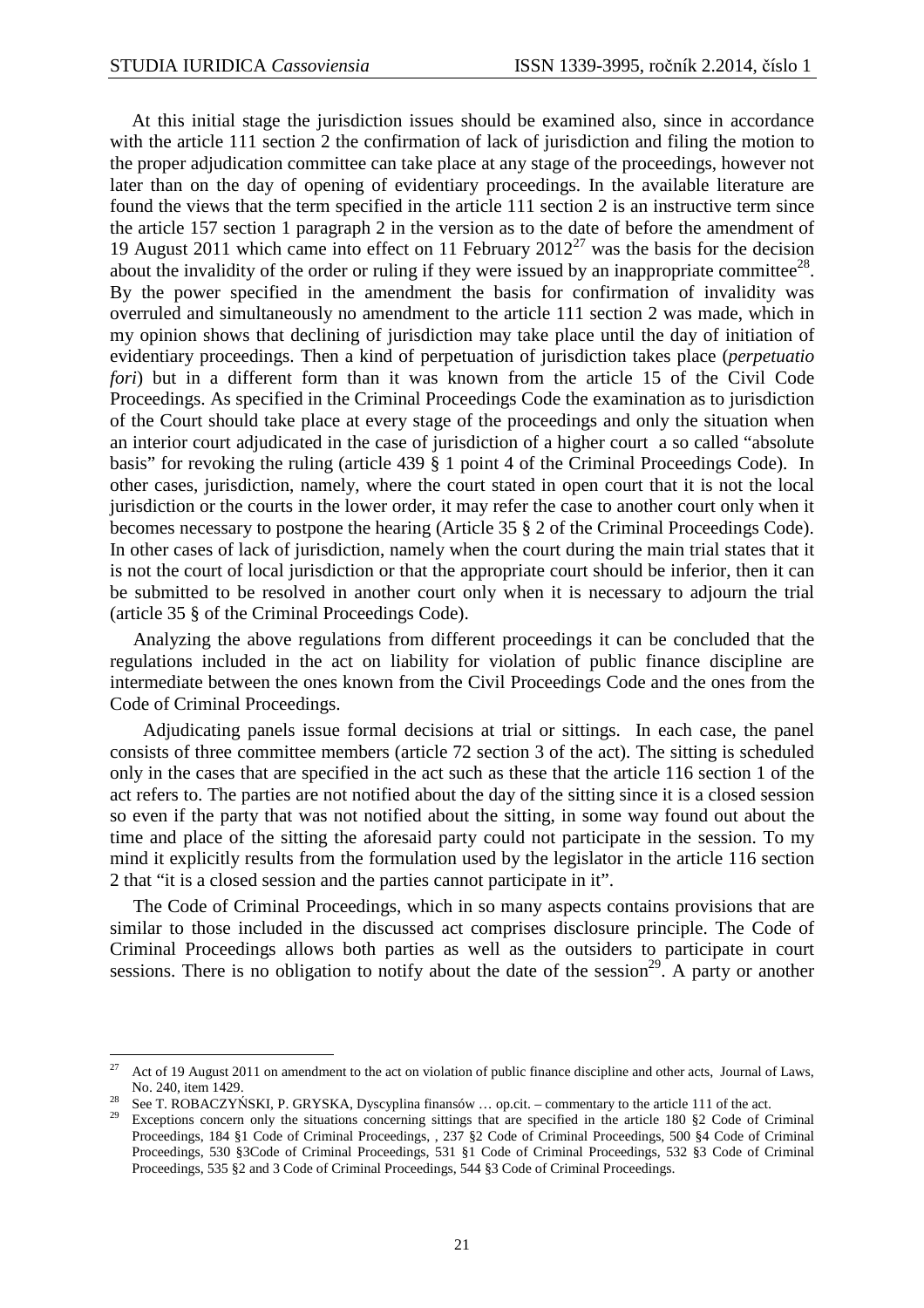At this initial stage the jurisdiction issues should be examined also, since in accordance with the article 111 section 2 the confirmation of lack of jurisdiction and filing the motion to the proper adjudication committee can take place at any stage of the proceedings, however not later than on the day of opening of evidentiary proceedings. In the available literature are found the views that the term specified in the article 111 section 2 is an instructive term since the article 157 section 1 paragraph 2 in the version as to the date of before the amendment of 19 August 2011 which came into effect on 11 February 2012[27] was the basis for the decision about the invalidity of the order or ruling if they were issued by an inappropriate committee[28]. By the power specified in the amendment the basis for confirmation of invalidity was overruled and simultaneously no amendment to the article 111 section 2 was made, which in my opinion shows that declining of jurisdiction may take place until the day of initiation of evidentiary proceedings. Then a kind of perpetuation of jurisdiction takes place (*perpetuatio fori*) but in a different form than it was known from the article 15 of the Civil Code Proceedings. As specified in the Criminal Proceedings Code the examination as to jurisdiction of the Court should take place at every stage of the proceedings and only the situation when an interior court adjudicated in the case of jurisdiction of a higher court a so called "absolute basis" for revoking the ruling (article 439 § 1 point 4 of the Criminal Proceedings Code). In other cases, jurisdiction, namely, where the court stated in open court that it is not the local jurisdiction or the courts in the lower order, it may refer the case to another court only when it becomes necessary to postpone the hearing (Article 35 § 2 of the Criminal Proceedings Code). In other cases of lack of jurisdiction, namely when the court during the main trial states that it is not the court of local jurisdiction or that the appropriate court should be inferior, then it can be submitted to be resolved in another court only when it is necessary to adjourn the trial (article 35 § of the Criminal Proceedings Code).

Analyzing the above regulations from different proceedings it can be concluded that the regulations included in the act on liability for violation of public finance discipline are intermediate between the ones known from the Civil Proceedings Code and the ones from the Code of Criminal Proceedings.

Adjudicating panels issue formal decisions at trial or sittings. In each case, the panel consists of three committee members (article 72 section 3 of the act). The sitting is scheduled only in the cases that are specified in the act such as these that the article 116 section 1 of the act refers to. The parties are not notified about the day of the sitting since it is a closed session so even if the party that was not notified about the sitting, in some way found out about the time and place of the sitting the aforesaid party could not participate in the session. To my mind it explicitly results from the formulation used by the legislator in the article 116 section 2 that "it is a closed session and the parties cannot participate in it".

The Code of Criminal Proceedings, which in so many aspects contains provisions that are similar to those included in the discussed act comprises disclosure principle. The Code of Criminal Proceedings allows both parties as well as the outsiders to participate in court sessions. There is no obligation to notify about the date of the session[29]. A party or another

---

[27] Act of 19 August 2011 on amendment to the act on violation of public finance discipline and other acts, Journal of Laws, No. 240, item 1429.

[28] See T. ROBACZYŃSKI, P. GRYSKA, Dyscyplina finansów … op.cit. – commentary to the article 111 of the act.

[29] Exceptions concern only the situations concerning sittings that are specified in the article 180 §2 Code of Criminal Proceedings, 184 §1 Code of Criminal Proceedings, , 237 §2 Code of Criminal Proceedings, 500 §4 Code of Criminal Proceedings, 530 §3Code of Criminal Proceedings, 531 §1 Code of Criminal Proceedings, 532 §3 Code of Criminal Proceedings, 535 §2 and 3 Code of Criminal Proceedings, 544 §3 Code of Criminal Proceedings.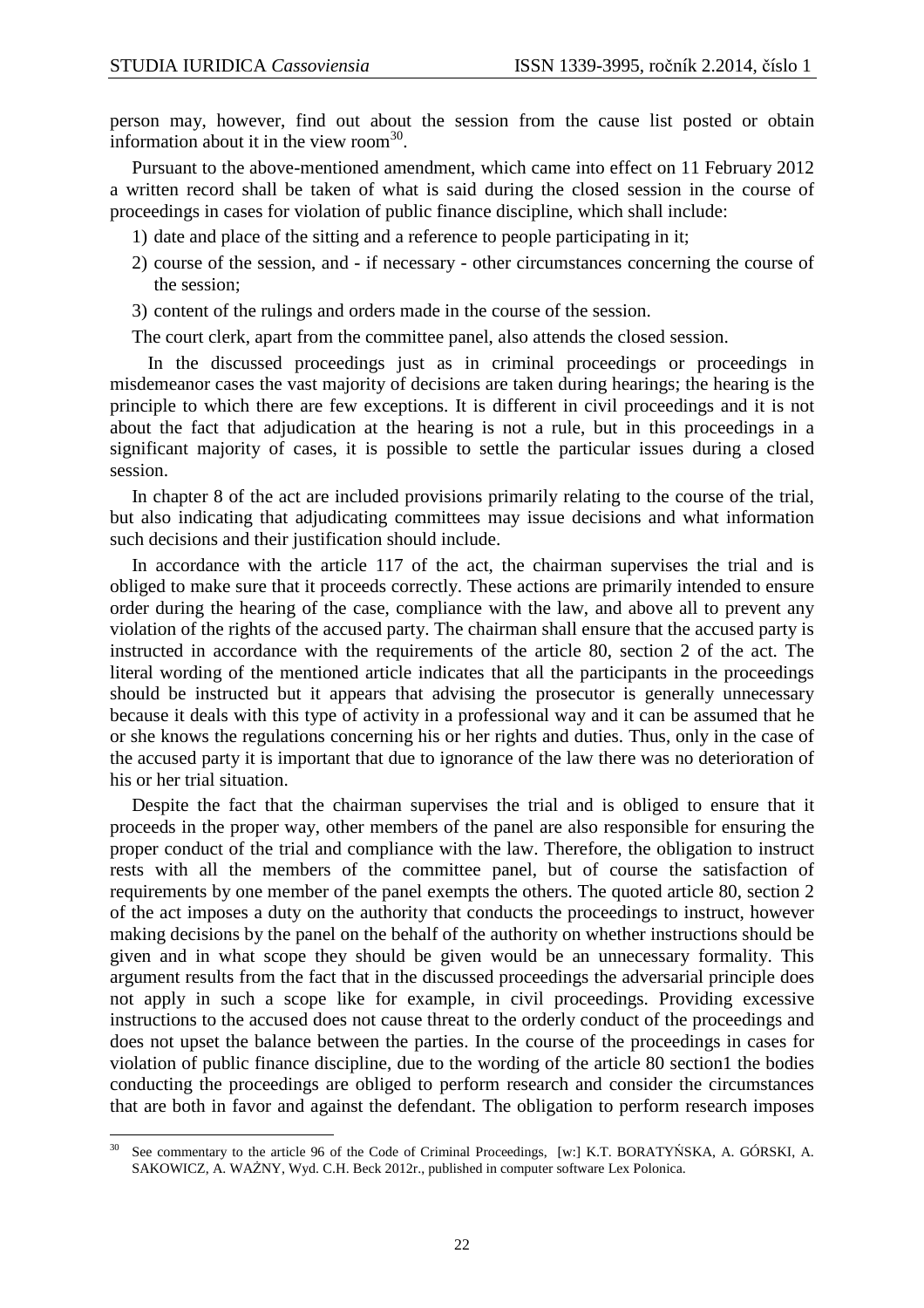person may, however, find out about the session from the cause list posted or obtain information about it in the view room[30].

Pursuant to the above-mentioned amendment, which came into effect on 11 February 2012 a written record shall be taken of what is said during the closed session in the course of proceedings in cases for violation of public finance discipline, which shall include:

1) date and place of the sitting and a reference to people participating in it;
2) course of the session, and - if necessary - other circumstances concerning the course of the session;
3) content of the rulings and orders made in the course of the session.

The court clerk, apart from the committee panel, also attends the closed session.

In the discussed proceedings just as in criminal proceedings or proceedings in misdemeanor cases the vast majority of decisions are taken during hearings; the hearing is the principle to which there are few exceptions. It is different in civil proceedings and it is not about the fact that adjudication at the hearing is not a rule, but in this proceedings in a significant majority of cases, it is possible to settle the particular issues during a closed session.

In chapter 8 of the act are included provisions primarily relating to the course of the trial, but also indicating that adjudicating committees may issue decisions and what information such decisions and their justification should include.

In accordance with the article 117 of the act, the chairman supervises the trial and is obliged to make sure that it proceeds correctly. These actions are primarily intended to ensure order during the hearing of the case, compliance with the law, and above all to prevent any violation of the rights of the accused party. The chairman shall ensure that the accused party is instructed in accordance with the requirements of the article 80, section 2 of the act. The literal wording of the mentioned article indicates that all the participants in the proceedings should be instructed but it appears that advising the prosecutor is generally unnecessary because it deals with this type of activity in a professional way and it can be assumed that he or she knows the regulations concerning his or her rights and duties. Thus, only in the case of the accused party it is important that due to ignorance of the law there was no deterioration of his or her trial situation.

Despite the fact that the chairman supervises the trial and is obliged to ensure that it proceeds in the proper way, other members of the panel are also responsible for ensuring the proper conduct of the trial and compliance with the law. Therefore, the obligation to instruct rests with all the members of the committee panel, but of course the satisfaction of requirements by one member of the panel exempts the others. The quoted article 80, section 2 of the act imposes a duty on the authority that conducts the proceedings to instruct, however making decisions by the panel on the behalf of the authority on whether instructions should be given and in what scope they should be given would be an unnecessary formality. This argument results from the fact that in the discussed proceedings the adversarial principle does not apply in such a scope like for example, in civil proceedings. Providing excessive instructions to the accused does not cause threat to the orderly conduct of the proceedings and does not upset the balance between the parties. In the course of the proceedings in cases for violation of public finance discipline, due to the wording of the article 80 section1 the bodies conducting the proceedings are obliged to perform research and consider the circumstances that are both in favor and against the defendant. The obligation to perform research imposes

[30] See commentary to the article 96 of the Code of Criminal Proceedings, [w:] K.T. BORATYŃSKA, A. GÓRSKI, A. SAKOWICZ, A. WAŻNY, Wyd. C.H. Beck 2012r., published in computer software Lex Polonica.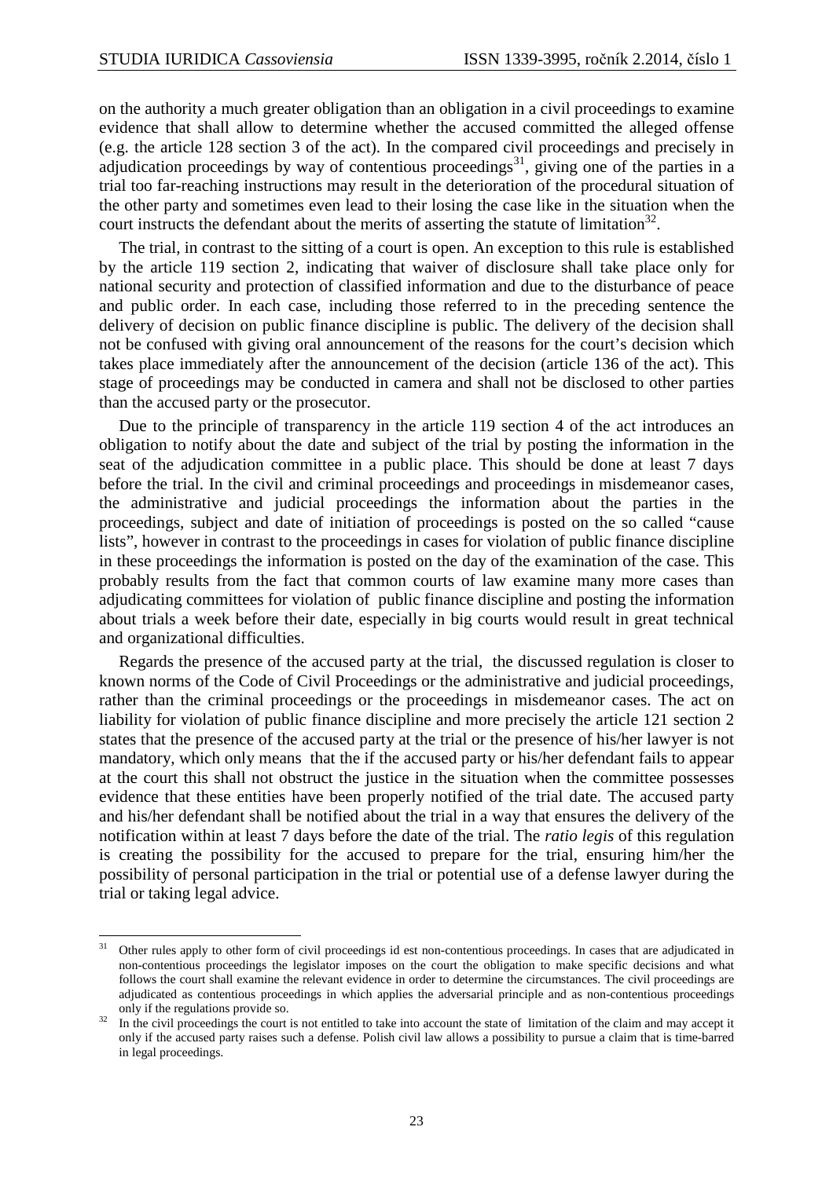on the authority a much greater obligation than an obligation in a civil proceedings to examine evidence that shall allow to determine whether the accused committed the alleged offense (e.g. the article 128 section 3 of the act). In the compared civil proceedings and precisely in adjudication proceedings by way of contentious proceedings[31], giving one of the parties in a trial too far-reaching instructions may result in the deterioration of the procedural situation of the other party and sometimes even lead to their losing the case like in the situation when the court instructs the defendant about the merits of asserting the statute of limitation[32].

The trial, in contrast to the sitting of a court is open. An exception to this rule is established by the article 119 section 2, indicating that waiver of disclosure shall take place only for national security and protection of classified information and due to the disturbance of peace and public order. In each case, including those referred to in the preceding sentence the delivery of decision on public finance discipline is public. The delivery of the decision shall not be confused with giving oral announcement of the reasons for the court's decision which takes place immediately after the announcement of the decision (article 136 of the act). This stage of proceedings may be conducted in camera and shall not be disclosed to other parties than the accused party or the prosecutor.

Due to the principle of transparency in the article 119 section 4 of the act introduces an obligation to notify about the date and subject of the trial by posting the information in the seat of the adjudication committee in a public place. This should be done at least 7 days before the trial. In the civil and criminal proceedings and proceedings in misdemeanor cases, the administrative and judicial proceedings the information about the parties in the proceedings, subject and date of initiation of proceedings is posted on the so called "cause lists", however in contrast to the proceedings in cases for violation of public finance discipline in these proceedings the information is posted on the day of the examination of the case. This probably results from the fact that common courts of law examine many more cases than adjudicating committees for violation of public finance discipline and posting the information about trials a week before their date, especially in big courts would result in great technical and organizational difficulties.

Regards the presence of the accused party at the trial, the discussed regulation is closer to known norms of the Code of Civil Proceedings or the administrative and judicial proceedings, rather than the criminal proceedings or the proceedings in misdemeanor cases. The act on liability for violation of public finance discipline and more precisely the article 121 section 2 states that the presence of the accused party at the trial or the presence of his/her lawyer is not mandatory, which only means that the if the accused party or his/her defendant fails to appear at the court this shall not obstruct the justice in the situation when the committee possesses evidence that these entities have been properly notified of the trial date. The accused party and his/her defendant shall be notified about the trial in a way that ensures the delivery of the notification within at least 7 days before the date of the trial. The *ratio legis* of this regulation is creating the possibility for the accused to prepare for the trial, ensuring him/her the possibility of personal participation in the trial or potential use of a defense lawyer during the trial or taking legal advice.

---

[31] Other rules apply to other form of civil proceedings id est non-contentious proceedings. In cases that are adjudicated in non-contentious proceedings the legislator imposes on the court the obligation to make specific decisions and what follows the court shall examine the relevant evidence in order to determine the circumstances. The civil proceedings are adjudicated as contentious proceedings in which applies the adversarial principle and as non-contentious proceedings only if the regulations provide so.

[32] In the civil proceedings the court is not entitled to take into account the state of limitation of the claim and may accept it only if the accused party raises such a defense. Polish civil law allows a possibility to pursue a claim that is time-barred in legal proceedings.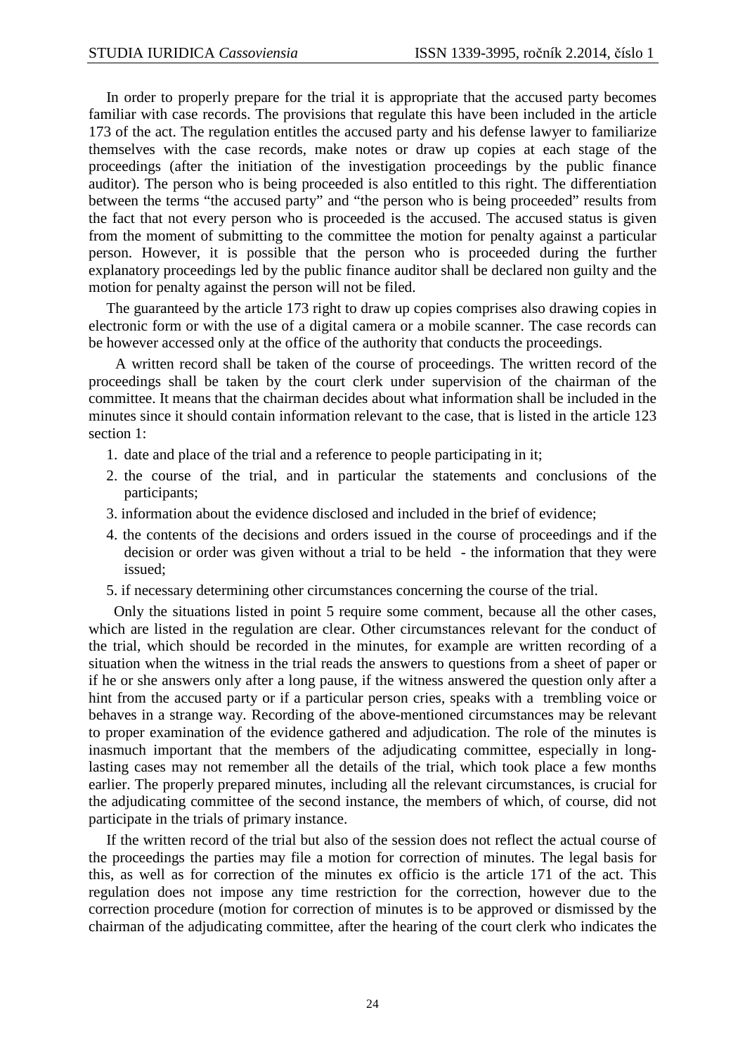In order to properly prepare for the trial it is appropriate that the accused party becomes familiar with case records. The provisions that regulate this have been included in the article 173 of the act. The regulation entitles the accused party and his defense lawyer to familiarize themselves with the case records, make notes or draw up copies at each stage of the proceedings (after the initiation of the investigation proceedings by the public finance auditor). The person who is being proceeded is also entitled to this right. The differentiation between the terms "the accused party" and "the person who is being proceeded" results from the fact that not every person who is proceeded is the accused. The accused status is given from the moment of submitting to the committee the motion for penalty against a particular person. However, it is possible that the person who is proceeded during the further explanatory proceedings led by the public finance auditor shall be declared non guilty and the motion for penalty against the person will not be filed.

The guaranteed by the article 173 right to draw up copies comprises also drawing copies in electronic form or with the use of a digital camera or a mobile scanner. The case records can be however accessed only at the office of the authority that conducts the proceedings.

A written record shall be taken of the course of proceedings. The written record of the proceedings shall be taken by the court clerk under supervision of the chairman of the committee. It means that the chairman decides about what information shall be included in the minutes since it should contain information relevant to the case, that is listed in the article 123 section 1:

1. date and place of the trial and a reference to people participating in it;
2. the course of the trial, and in particular the statements and conclusions of the participants;
3. information about the evidence disclosed and included in the brief of evidence;
4. the contents of the decisions and orders issued in the course of proceedings and if the decision or order was given without a trial to be held - the information that they were issued;
5. if necessary determining other circumstances concerning the course of the trial.

Only the situations listed in point 5 require some comment, because all the other cases, which are listed in the regulation are clear. Other circumstances relevant for the conduct of the trial, which should be recorded in the minutes, for example are written recording of a situation when the witness in the trial reads the answers to questions from a sheet of paper or if he or she answers only after a long pause, if the witness answered the question only after a hint from the accused party or if a particular person cries, speaks with a trembling voice or behaves in a strange way. Recording of the above-mentioned circumstances may be relevant to proper examination of the evidence gathered and adjudication. The role of the minutes is inasmuch important that the members of the adjudicating committee, especially in long-lasting cases may not remember all the details of the trial, which took place a few months earlier. The properly prepared minutes, including all the relevant circumstances, is crucial for the adjudicating committee of the second instance, the members of which, of course, did not participate in the trials of primary instance.

If the written record of the trial but also of the session does not reflect the actual course of the proceedings the parties may file a motion for correction of minutes. The legal basis for this, as well as for correction of the minutes ex officio is the article 171 of the act. This regulation does not impose any time restriction for the correction, however due to the correction procedure (motion for correction of minutes is to be approved or dismissed by the chairman of the adjudicating committee, after the hearing of the court clerk who indicates the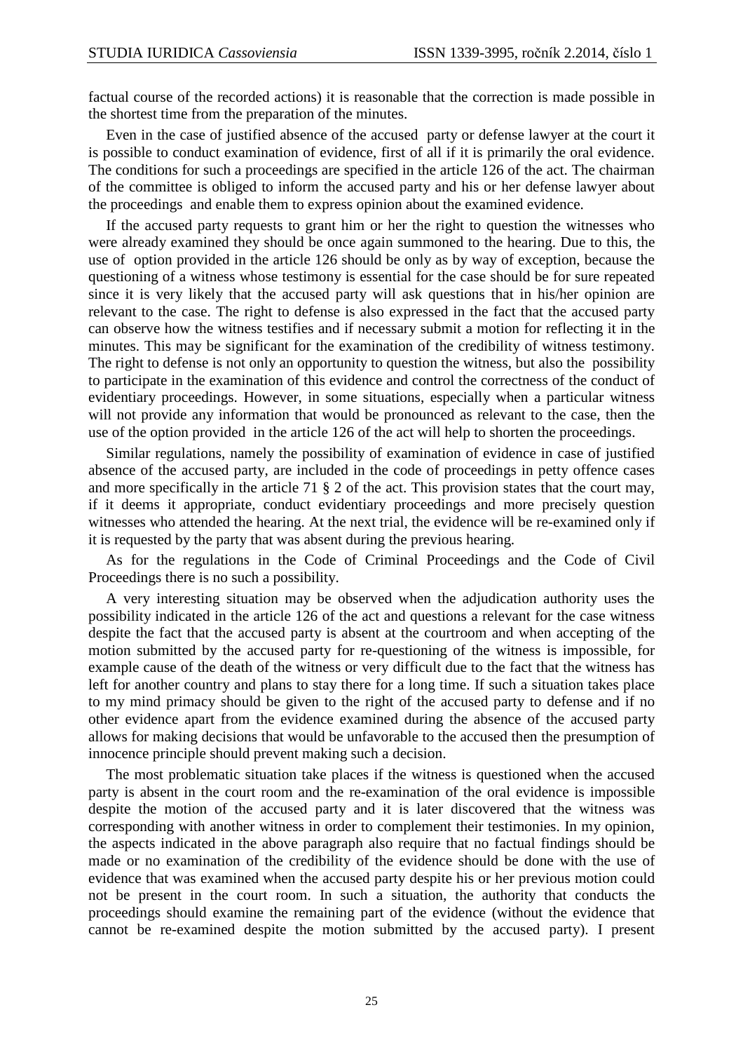factual course of the recorded actions) it is reasonable that the correction is made possible in the shortest time from the preparation of the minutes.

Even in the case of justified absence of the accused party or defense lawyer at the court it is possible to conduct examination of evidence, first of all if it is primarily the oral evidence. The conditions for such a proceedings are specified in the article 126 of the act. The chairman of the committee is obliged to inform the accused party and his or her defense lawyer about the proceedings and enable them to express opinion about the examined evidence.

If the accused party requests to grant him or her the right to question the witnesses who were already examined they should be once again summoned to the hearing. Due to this, the use of option provided in the article 126 should be only as by way of exception, because the questioning of a witness whose testimony is essential for the case should be for sure repeated since it is very likely that the accused party will ask questions that in his/her opinion are relevant to the case. The right to defense is also expressed in the fact that the accused party can observe how the witness testifies and if necessary submit a motion for reflecting it in the minutes. This may be significant for the examination of the credibility of witness testimony. The right to defense is not only an opportunity to question the witness, but also the possibility to participate in the examination of this evidence and control the correctness of the conduct of evidentiary proceedings. However, in some situations, especially when a particular witness will not provide any information that would be pronounced as relevant to the case, then the use of the option provided in the article 126 of the act will help to shorten the proceedings.

Similar regulations, namely the possibility of examination of evidence in case of justified absence of the accused party, are included in the code of proceedings in petty offence cases and more specifically in the article 71 § 2 of the act. This provision states that the court may, if it deems it appropriate, conduct evidentiary proceedings and more precisely question witnesses who attended the hearing. At the next trial, the evidence will be re-examined only if it is requested by the party that was absent during the previous hearing.

As for the regulations in the Code of Criminal Proceedings and the Code of Civil Proceedings there is no such a possibility.

A very interesting situation may be observed when the adjudication authority uses the possibility indicated in the article 126 of the act and questions a relevant for the case witness despite the fact that the accused party is absent at the courtroom and when accepting of the motion submitted by the accused party for re-questioning of the witness is impossible, for example cause of the death of the witness or very difficult due to the fact that the witness has left for another country and plans to stay there for a long time. If such a situation takes place to my mind primacy should be given to the right of the accused party to defense and if no other evidence apart from the evidence examined during the absence of the accused party allows for making decisions that would be unfavorable to the accused then the presumption of innocence principle should prevent making such a decision.

The most problematic situation take places if the witness is questioned when the accused party is absent in the court room and the re-examination of the oral evidence is impossible despite the motion of the accused party and it is later discovered that the witness was corresponding with another witness in order to complement their testimonies. In my opinion, the aspects indicated in the above paragraph also require that no factual findings should be made or no examination of the credibility of the evidence should be done with the use of evidence that was examined when the accused party despite his or her previous motion could not be present in the court room. In such a situation, the authority that conducts the proceedings should examine the remaining part of the evidence (without the evidence that cannot be re-examined despite the motion submitted by the accused party). I present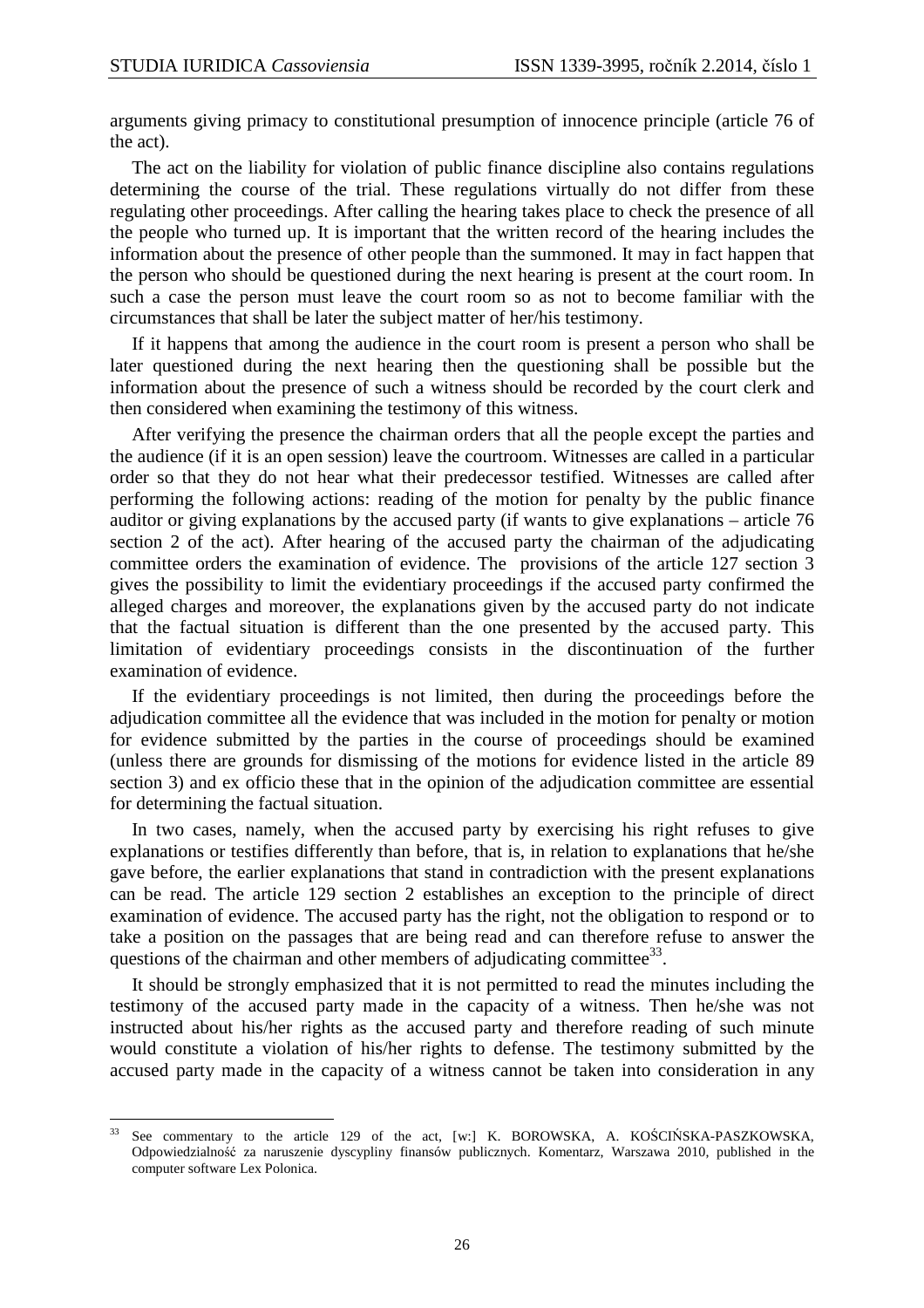arguments giving primacy to constitutional presumption of innocence principle (article 76 of the act).

The act on the liability for violation of public finance discipline also contains regulations determining the course of the trial. These regulations virtually do not differ from these regulating other proceedings. After calling the hearing takes place to check the presence of all the people who turned up. It is important that the written record of the hearing includes the information about the presence of other people than the summoned. It may in fact happen that the person who should be questioned during the next hearing is present at the court room. In such a case the person must leave the court room so as not to become familiar with the circumstances that shall be later the subject matter of her/his testimony.

If it happens that among the audience in the court room is present a person who shall be later questioned during the next hearing then the questioning shall be possible but the information about the presence of such a witness should be recorded by the court clerk and then considered when examining the testimony of this witness.

After verifying the presence the chairman orders that all the people except the parties and the audience (if it is an open session) leave the courtroom. Witnesses are called in a particular order so that they do not hear what their predecessor testified. Witnesses are called after performing the following actions: reading of the motion for penalty by the public finance auditor or giving explanations by the accused party (if wants to give explanations – article 76 section 2 of the act). After hearing of the accused party the chairman of the adjudicating committee orders the examination of evidence. The provisions of the article 127 section 3 gives the possibility to limit the evidentiary proceedings if the accused party confirmed the alleged charges and moreover, the explanations given by the accused party do not indicate that the factual situation is different than the one presented by the accused party. This limitation of evidentiary proceedings consists in the discontinuation of the further examination of evidence.

If the evidentiary proceedings is not limited, then during the proceedings before the adjudication committee all the evidence that was included in the motion for penalty or motion for evidence submitted by the parties in the course of proceedings should be examined (unless there are grounds for dismissing of the motions for evidence listed in the article 89 section 3) and ex officio these that in the opinion of the adjudication committee are essential for determining the factual situation.

In two cases, namely, when the accused party by exercising his right refuses to give explanations or testifies differently than before, that is, in relation to explanations that he/she gave before, the earlier explanations that stand in contradiction with the present explanations can be read. The article 129 section 2 establishes an exception to the principle of direct examination of evidence. The accused party has the right, not the obligation to respond or to take a position on the passages that are being read and can therefore refuse to answer the questions of the chairman and other members of adjudicating committee[33].

It should be strongly emphasized that it is not permitted to read the minutes including the testimony of the accused party made in the capacity of a witness. Then he/she was not instructed about his/her rights as the accused party and therefore reading of such minute would constitute a violation of his/her rights to defense. The testimony submitted by the accused party made in the capacity of a witness cannot be taken into consideration in any

---

[33] See commentary to the article 129 of the act, [w:] K. BOROWSKA, A. KOŚCIŃSKA-PASZKOWSKA, Odpowiedzialność za naruszenie dyscypliny finansów publicznych. Komentarz, Warszawa 2010, published in the computer software Lex Polonica.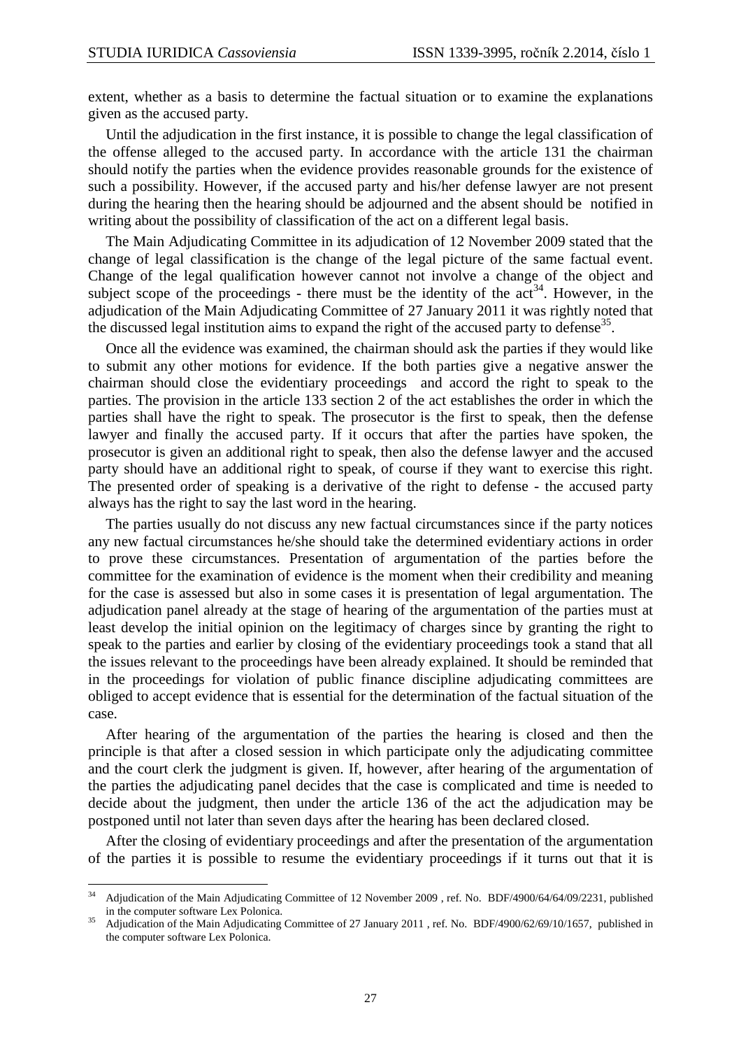extent, whether as a basis to determine the factual situation or to examine the explanations given as the accused party.

Until the adjudication in the first instance, it is possible to change the legal classification of the offense alleged to the accused party. In accordance with the article 131 the chairman should notify the parties when the evidence provides reasonable grounds for the existence of such a possibility. However, if the accused party and his/her defense lawyer are not present during the hearing then the hearing should be adjourned and the absent should be notified in writing about the possibility of classification of the act on a different legal basis.

The Main Adjudicating Committee in its adjudication of 12 November 2009 stated that the change of legal classification is the change of the legal picture of the same factual event. Change of the legal qualification however cannot not involve a change of the object and subject scope of the proceedings - there must be the identity of the act[34]. However, in the adjudication of the Main Adjudicating Committee of 27 January 2011 it was rightly noted that the discussed legal institution aims to expand the right of the accused party to defense[35].

Once all the evidence was examined, the chairman should ask the parties if they would like to submit any other motions for evidence. If the both parties give a negative answer the chairman should close the evidentiary proceedings and accord the right to speak to the parties. The provision in the article 133 section 2 of the act establishes the order in which the parties shall have the right to speak. The prosecutor is the first to speak, then the defense lawyer and finally the accused party. If it occurs that after the parties have spoken, the prosecutor is given an additional right to speak, then also the defense lawyer and the accused party should have an additional right to speak, of course if they want to exercise this right. The presented order of speaking is a derivative of the right to defense - the accused party always has the right to say the last word in the hearing.

The parties usually do not discuss any new factual circumstances since if the party notices any new factual circumstances he/she should take the determined evidentiary actions in order to prove these circumstances. Presentation of argumentation of the parties before the committee for the examination of evidence is the moment when their credibility and meaning for the case is assessed but also in some cases it is presentation of legal argumentation. The adjudication panel already at the stage of hearing of the argumentation of the parties must at least develop the initial opinion on the legitimacy of charges since by granting the right to speak to the parties and earlier by closing of the evidentiary proceedings took a stand that all the issues relevant to the proceedings have been already explained. It should be reminded that in the proceedings for violation of public finance discipline adjudicating committees are obliged to accept evidence that is essential for the determination of the factual situation of the case.

After hearing of the argumentation of the parties the hearing is closed and then the principle is that after a closed session in which participate only the adjudicating committee and the court clerk the judgment is given. If, however, after hearing of the argumentation of the parties the adjudicating panel decides that the case is complicated and time is needed to decide about the judgment, then under the article 136 of the act the adjudication may be postponed until not later than seven days after the hearing has been declared closed.

After the closing of evidentiary proceedings and after the presentation of the argumentation of the parties it is possible to resume the evidentiary proceedings if it turns out that it is

---

[34] Adjudication of the Main Adjudicating Committee of 12 November 2009 , ref. No. BDF/4900/64/64/09/2231, published in the computer software Lex Polonica.

[35] Adjudication of the Main Adjudicating Committee of 27 January 2011 , ref. No. BDF/4900/62/69/10/1657, published in the computer software Lex Polonica.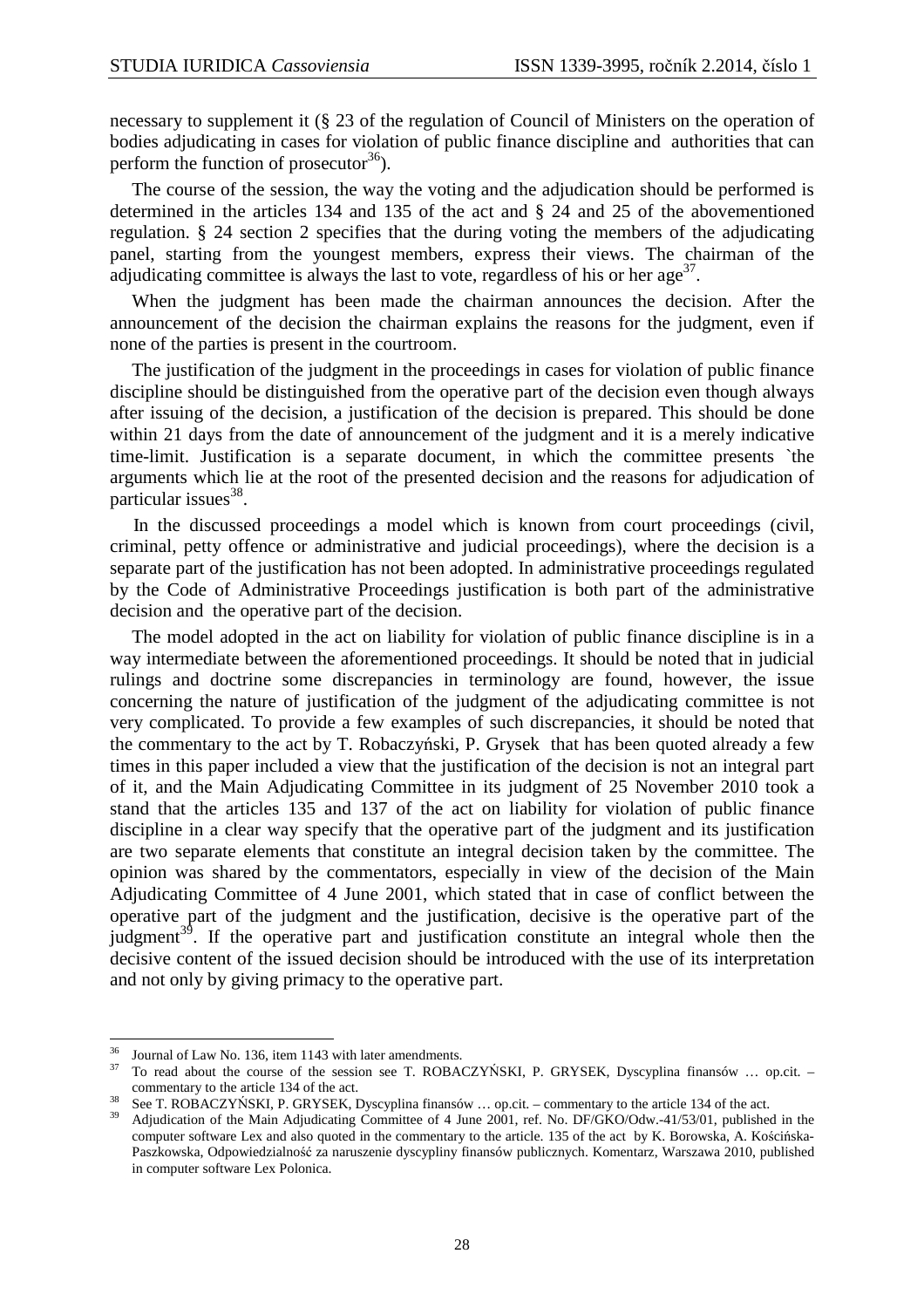necessary to supplement it (§ 23 of the regulation of Council of Ministers on the operation of bodies adjudicating in cases for violation of public finance discipline and authorities that can perform the function of prosecutor[36]).

The course of the session, the way the voting and the adjudication should be performed is determined in the articles 134 and 135 of the act and § 24 and 25 of the abovementioned regulation. § 24 section 2 specifies that the during voting the members of the adjudicating panel, starting from the youngest members, express their views. The chairman of the adjudicating committee is always the last to vote, regardless of his or her age[37].

When the judgment has been made the chairman announces the decision. After the announcement of the decision the chairman explains the reasons for the judgment, even if none of the parties is present in the courtroom.

The justification of the judgment in the proceedings in cases for violation of public finance discipline should be distinguished from the operative part of the decision even though always after issuing of the decision, a justification of the decision is prepared. This should be done within 21 days from the date of announcement of the judgment and it is a merely indicative time-limit. Justification is a separate document, in which the committee presents `the arguments which lie at the root of the presented decision and the reasons for adjudication of particular issues[38].

In the discussed proceedings a model which is known from court proceedings (civil, criminal, petty offence or administrative and judicial proceedings), where the decision is a separate part of the justification has not been adopted. In administrative proceedings regulated by the Code of Administrative Proceedings justification is both part of the administrative decision and the operative part of the decision.

The model adopted in the act on liability for violation of public finance discipline is in a way intermediate between the aforementioned proceedings. It should be noted that in judicial rulings and doctrine some discrepancies in terminology are found, however, the issue concerning the nature of justification of the judgment of the adjudicating committee is not very complicated. To provide a few examples of such discrepancies, it should be noted that the commentary to the act by T. Robaczyński, P. Grysek that has been quoted already a few times in this paper included a view that the justification of the decision is not an integral part of it, and the Main Adjudicating Committee in its judgment of 25 November 2010 took a stand that the articles 135 and 137 of the act on liability for violation of public finance discipline in a clear way specify that the operative part of the judgment and its justification are two separate elements that constitute an integral decision taken by the committee. The opinion was shared by the commentators, especially in view of the decision of the Main Adjudicating Committee of 4 June 2001, which stated that in case of conflict between the operative part of the judgment and the justification, decisive is the operative part of the judgment[39]. If the operative part and justification constitute an integral whole then the decisive content of the issued decision should be introduced with the use of its interpretation and not only by giving primacy to the operative part.

---

[36] Journal of Law No. 136, item 1143 with later amendments.

[37] To read about the course of the session see T. ROBACZYŃSKI, P. GRYSEK, Dyscyplina finansów … op.cit. – commentary to the article 134 of the act.

[38] See T. ROBACZYŃSKI, P. GRYSEK, Dyscyplina finansów … op.cit. – commentary to the article 134 of the act.

[39] Adjudication of the Main Adjudicating Committee of 4 June 2001, ref. No. DF/GKO/Odw.-41/53/01, published in the computer software Lex and also quoted in the commentary to the article. 135 of the act by K. Borowska, A. Kościńska-Paszkowska, Odpowiedzialność za naruszenie dyscypliny finansów publicznych. Komentarz, Warszawa 2010, published in computer software Lex Polonica.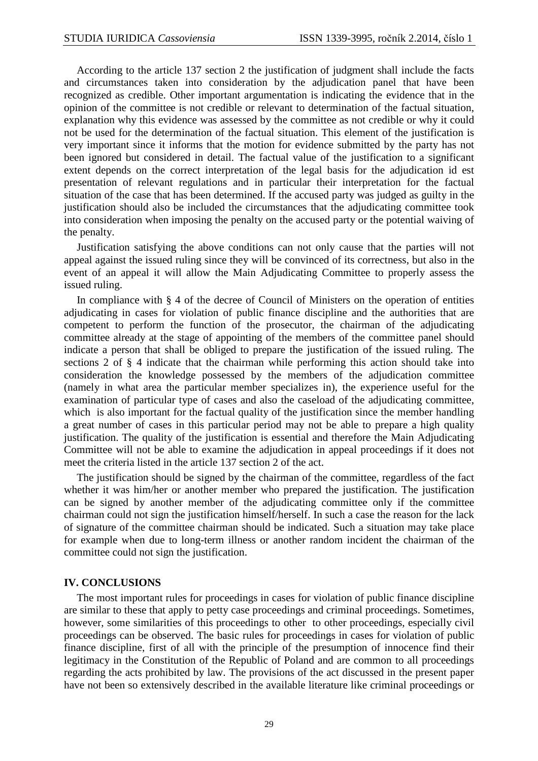According to the article 137 section 2 the justification of judgment shall include the facts and circumstances taken into consideration by the adjudication panel that have been recognized as credible. Other important argumentation is indicating the evidence that in the opinion of the committee is not credible or relevant to determination of the factual situation, explanation why this evidence was assessed by the committee as not credible or why it could not be used for the determination of the factual situation. This element of the justification is very important since it informs that the motion for evidence submitted by the party has not been ignored but considered in detail. The factual value of the justification to a significant extent depends on the correct interpretation of the legal basis for the adjudication id est presentation of relevant regulations and in particular their interpretation for the factual situation of the case that has been determined. If the accused party was judged as guilty in the justification should also be included the circumstances that the adjudicating committee took into consideration when imposing the penalty on the accused party or the potential waiving of the penalty.

Justification satisfying the above conditions can not only cause that the parties will not appeal against the issued ruling since they will be convinced of its correctness, but also in the event of an appeal it will allow the Main Adjudicating Committee to properly assess the issued ruling.

In compliance with § 4 of the decree of Council of Ministers on the operation of entities adjudicating in cases for violation of public finance discipline and the authorities that are competent to perform the function of the prosecutor, the chairman of the adjudicating committee already at the stage of appointing of the members of the committee panel should indicate a person that shall be obliged to prepare the justification of the issued ruling. The sections 2 of § 4 indicate that the chairman while performing this action should take into consideration the knowledge possessed by the members of the adjudication committee (namely in what area the particular member specializes in), the experience useful for the examination of particular type of cases and also the caseload of the adjudicating committee, which is also important for the factual quality of the justification since the member handling a great number of cases in this particular period may not be able to prepare a high quality justification. The quality of the justification is essential and therefore the Main Adjudicating Committee will not be able to examine the adjudication in appeal proceedings if it does not meet the criteria listed in the article 137 section 2 of the act.

The justification should be signed by the chairman of the committee, regardless of the fact whether it was him/her or another member who prepared the justification. The justification can be signed by another member of the adjudicating committee only if the committee chairman could not sign the justification himself/herself. In such a case the reason for the lack of signature of the committee chairman should be indicated. Such a situation may take place for example when due to long-term illness or another random incident the chairman of the committee could not sign the justification.

## IV. CONCLUSIONS

The most important rules for proceedings in cases for violation of public finance discipline are similar to these that apply to petty case proceedings and criminal proceedings. Sometimes, however, some similarities of this proceedings to other to other proceedings, especially civil proceedings can be observed. The basic rules for proceedings in cases for violation of public finance discipline, first of all with the principle of the presumption of innocence find their legitimacy in the Constitution of the Republic of Poland and are common to all proceedings regarding the acts prohibited by law. The provisions of the act discussed in the present paper have not been so extensively described in the available literature like criminal proceedings or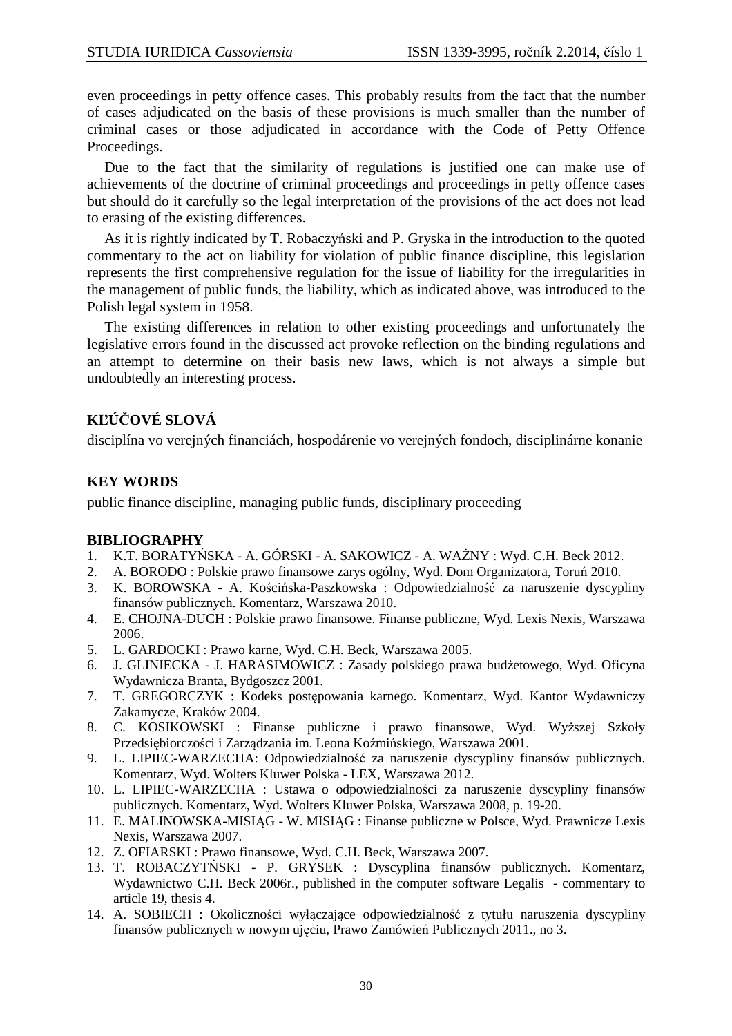even proceedings in petty offence cases. This probably results from the fact that the number of cases adjudicated on the basis of these provisions is much smaller than the number of criminal cases or those adjudicated in accordance with the Code of Petty Offence Proceedings.

Due to the fact that the similarity of regulations is justified one can make use of achievements of the doctrine of criminal proceedings and proceedings in petty offence cases but should do it carefully so the legal interpretation of the provisions of the act does not lead to erasing of the existing differences.

As it is rightly indicated by T. Robaczyński and P. Gryska in the introduction to the quoted commentary to the act on liability for violation of public finance discipline, this legislation represents the first comprehensive regulation for the issue of liability for the irregularities in the management of public funds, the liability, which as indicated above, was introduced to the Polish legal system in 1958.

The existing differences in relation to other existing proceedings and unfortunately the legislative errors found in the discussed act provoke reflection on the binding regulations and an attempt to determine on their basis new laws, which is not always a simple but undoubtedly an interesting process.

## KĽÚČOVÉ SLOVÁ

disciplína vo verejných financiách, hospodárenie vo verejných fondoch, disciplinárne konanie

## KEY WORDS

public finance discipline, managing public funds, disciplinary proceeding

## BIBLIOGRAPHY

1. K.T. BORATYŃSKA - A. GÓRSKI - A. SAKOWICZ - A. WAŻNY : Wyd. C.H. Beck 2012.
2. A. BORODO : Polskie prawo finansowe zarys ogólny, Wyd. Dom Organizatora, Toruń 2010.
3. K. BOROWSKA - A. Kościńska-Paszkowska : Odpowiedzialność za naruszenie dyscypliny finansów publicznych. Komentarz, Warszawa 2010.
4. E. CHOJNA-DUCH : Polskie prawo finansowe. Finanse publiczne, Wyd. Lexis Nexis, Warszawa 2006.
5. L. GARDOCKI : Prawo karne, Wyd. C.H. Beck, Warszawa 2005.
6. J. GLINIECKA - J. HARASIMOWICZ : Zasady polskiego prawa budżetowego, Wyd. Oficyna Wydawnicza Branta, Bydgoszcz 2001.
7. T. GREGORCZYK : Kodeks postępowania karnego. Komentarz, Wyd. Kantor Wydawniczy Zakamycze, Kraków 2004.
8. C. KOSIKOWSKI : Finanse publiczne i prawo finansowe, Wyd. Wyższej Szkoły Przedsiębiorczości i Zarządzania im. Leona Koźmińskiego, Warszawa 2001.
9. L. LIPIEC-WARZECHA: Odpowiedzialność za naruszenie dyscypliny finansów publicznych. Komentarz, Wyd. Wolters Kluwer Polska - LEX, Warszawa 2012.
10. L. LIPIEC-WARZECHA : Ustawa o odpowiedzialności za naruszenie dyscypliny finansów publicznych. Komentarz, Wyd. Wolters Kluwer Polska, Warszawa 2008, p. 19-20.
11. E. MALINOWSKA-MISIĄG - W. MISIĄG : Finanse publiczne w Polsce, Wyd. Prawnicze Lexis Nexis, Warszawa 2007.
12. Z. OFIARSKI : Prawo finansowe, Wyd. C.H. Beck, Warszawa 2007.
13. T. ROBACZYTŃSKI - P. GRYSEK : Dyscyplina finansów publicznych. Komentarz, Wydawnictwo C.H. Beck 2006r., published in the computer software Legalis - commentary to article 19, thesis 4.
14. A. SOBIECH : Okoliczności wyłączające odpowiedzialność z tytułu naruszenia dyscypliny finansów publicznych w nowym ujęciu, Prawo Zamówień Publicznych 2011., no 3.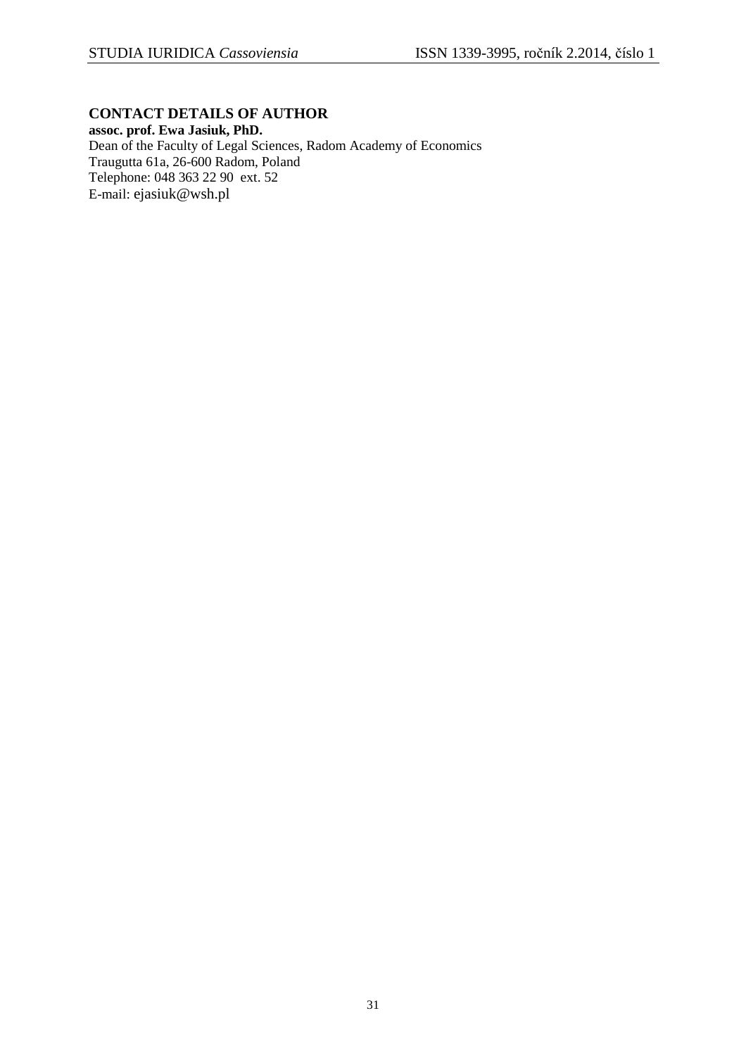## CONTACT DETAILS OF AUTHOR

**assoc. prof. Ewa Jasiuk, PhD.**
Dean of the Faculty of Legal Sciences, Radom Academy of Economics
Traugutta 61a, 26-600 Radom, Poland
Telephone: 048 363 22 90 ext. 52
E-mail: ejasiuk@wsh.pl